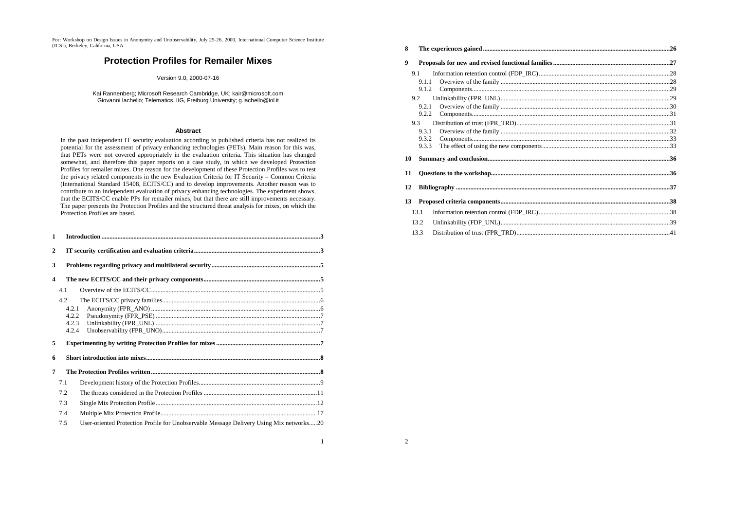For: Workshop on Design Issues in Anonymity and Unobservability, July 25-26, 2000, International Computer Science Institute (ICSI), Berkeley, California, USA

# Protection Profiles for Remailer Mixes

Version 9.0, 2000-07-16

Kai Rannenberg; Microsoft Research Cambridge, UK; kair@microsoft.com
Giovanni Iachello; Telematics, IIG, Freiburg University; g.iachello@iol.it

### Abstract

In the past independent IT security evaluation according to published criteria has not realized its potential for the assessment of privacy enhancing technologies (PETs). Main reason for this was, that PETs were not covered appropriately in the evaluation criteria. This situation has changed somewhat, and therefore this paper reports on a case study, in which we developed Protection Profiles for remailer mixes. One reason for the development of these Protection Profiles was to test the privacy related components in the new Evaluation Criteria for IT Security – Common Criteria (International Standard 15408, ECITS/CC) and to develop improvements. Another reason was to contribute to an independent evaluation of privacy enhancing technologies. The experiment shows, that the ECITS/CC enable PPs for remailer mixes, but that there are still improvements necessary. The paper presents the Protection Profiles and the structured threat analysis for mixes, on which the Protection Profiles are based.

**1 Introduction** .......... 3

**2 IT security certification and evaluation criteria** .......... 3

**3 Problems regarding privacy and multilateral security** .......... 5

**4 The new ECITS/CC and their privacy components** .......... 5

- 4.1 Overview of the ECITS/CC .......... 5
- 4.2 The ECITS/CC privacy families .......... 6
  - 4.2.1 Anonymity (FPR_ANO) .......... 6
  - 4.2.2 Pseudonymity (FPR_PSE) .......... 7
  - 4.2.3 Unlinkability (FPR_UNL) .......... 7
  - 4.2.4 Unobservability (FPR_UNO) .......... 7

**5 Experimenting by writing Protection Profiles for mixes** .......... 7

**6 Short introduction into mixes** .......... 8

**7 The Protection Profiles written** .......... 8

- 7.1 Development history of the Protection Profiles .......... 9
- 7.2 The threats considered in the Protection Profiles .......... 11
- 7.3 Single Mix Protection Profile .......... 12
- 7.4 Multiple Mix Protection Profile .......... 17
- 7.5 User-oriented Protection Profile for Unobservable Message Delivery Using Mix networks .......... 20

**8 The experiences gained** .......... 26

**9 Proposals for new and revised functional families** .......... 27

- 9.1 Information retention control (FDP_IRC) .......... 28
  - 9.1.1 Overview of the family .......... 28
  - 9.1.2 Components .......... 29
- 9.2 Unlinkability (FPR_UNL) .......... 29
  - 9.2.1 Overview of the family .......... 30
  - 9.2.2 Components .......... 31
- 9.3 Distribution of trust (FPR_TRD) .......... 31
  - 9.3.1 Overview of the family .......... 32
  - 9.3.2 Components .......... 33
  - 9.3.3 The effect of using the new components .......... 33

**10 Summary and conclusion** .......... 36

**11 Questions to the workshop** .......... 36

**12 Bibliography** .......... 37

**13 Proposed criteria components** .......... 38

- 13.1 Information retention control (FDP_IRC) .......... 38
- 13.2 Unlinkability (FDP_UNL) .......... 39
- 13.3 Distribution of trust (FPR_TRD) .......... 41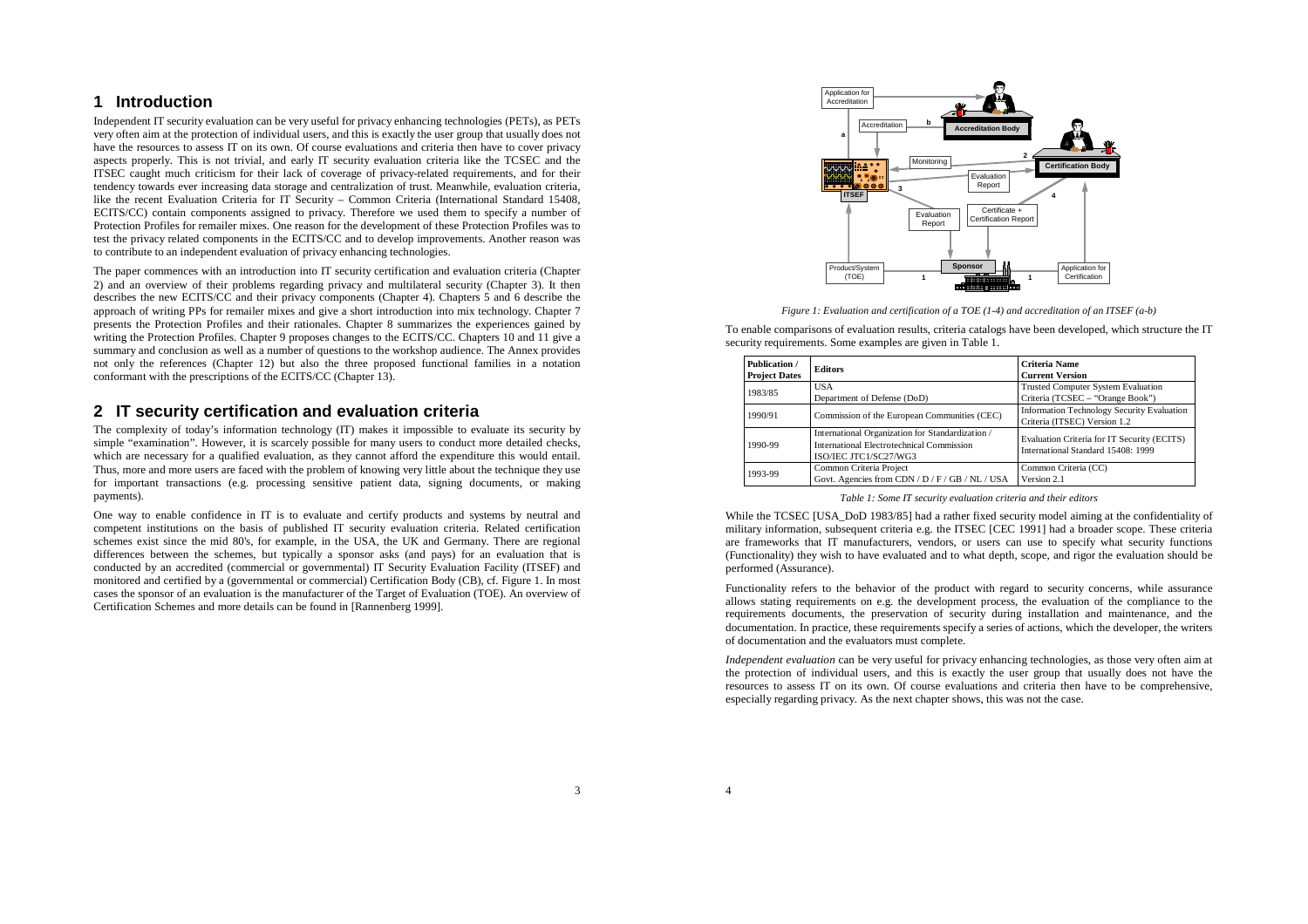# 1 Introduction

Independent IT security evaluation can be very useful for privacy enhancing technologies (PETs), as PETs very often aim at the protection of individual users, and this is exactly the user group that usually does not have the resources to assess IT on its own. Of course evaluations and criteria then have to cover privacy aspects properly. This is not trivial, and early IT security evaluation criteria like the TCSEC and the ITSEC caught much criticism for their lack of coverage of privacy-related requirements, and for their tendency towards ever increasing data storage and centralization of trust. Meanwhile, evaluation criteria, like the recent Evaluation Criteria for IT Security – Common Criteria (International Standard 15408, ECITS/CC) contain components assigned to privacy. Therefore we used them to specify a number of Protection Profiles for remailer mixes. One reason for the development of these Protection Profiles was to test the privacy related components in the ECITS/CC and to develop improvements. Another reason was to contribute to an independent evaluation of privacy enhancing technologies.

The paper commences with an introduction into IT security certification and evaluation criteria (Chapter 2) and an overview of their problems regarding privacy and multilateral security (Chapter 3). It then describes the new ECITS/CC and their privacy components (Chapter 4). Chapters 5 and 6 describe the approach of writing PPs for remailer mixes and give a short introduction into mix technology. Chapter 7 presents the Protection Profiles and their rationales. Chapter 8 summarizes the experiences gained by writing the Protection Profiles. Chapter 9 proposes changes to the ECITS/CC. Chapters 10 and 11 give a summary and conclusion as well as a number of questions to the workshop audience. The Annex provides not only the references (Chapter 12) but also the three proposed functional families in a notation conformant with the prescriptions of the ECITS/CC (Chapter 13).

# 2 IT security certification and evaluation criteria

The complexity of today's information technology (IT) makes it impossible to evaluate its security by simple "examination". However, it is scarcely possible for many users to conduct more detailed checks, which are necessary for a qualified evaluation, as they cannot afford the expenditure this would entail. Thus, more and more users are faced with the problem of knowing very little about the technique they use for important transactions (e.g. processing sensitive patient data, signing documents, or making payments).

One way to enable confidence in IT is to evaluate and certify products and systems by neutral and competent institutions on the basis of published IT security evaluation criteria. Related certification schemes exist since the mid 80's, for example, in the USA, the UK and Germany. There are regional differences between the schemes, but typically a sponsor asks (and pays) for an evaluation that is conducted by an accredited (commercial or governmental) IT Security Evaluation Facility (ITSEF) and monitored and certified by a (governmental or commercial) Certification Body (CB), cf. Figure 1. In most cases the sponsor of an evaluation is the manufacturer of the Target of Evaluation (TOE). An overview of Certification Schemes and more details can be found in [Rannenberg 1999].

*Figure 1: Evaluation and certification of a TOE (1-4) and accreditation of an ITSEF (a-b)*

To enable comparisons of evaluation results, criteria catalogs have been developed, which structure the IT security requirements. Some examples are given in Table 1.

| Publication / Project Dates | Editors | Criteria Name Current Version |
|---|---|---|
| 1983/85 | USA Department of Defense (DoD) | Trusted Computer System Evaluation Criteria (TCSEC – "Orange Book") |
| 1990/91 | Commission of the European Communities (CEC) | Information Technology Security Evaluation Criteria (ITSEC) Version 1.2 |
| 1990-99 | International Organization for Standardization / International Electrotechnical Commission ISO/IEC JTC1/SC27/WG3 | Evaluation Criteria for IT Security (ECITS) International Standard 15408: 1999 |
| 1993-99 | Common Criteria Project Govt. Agencies from CDN / D / F / GB / NL / USA | Common Criteria (CC) Version 2.1 |

*Table 1: Some IT security evaluation criteria and their editors*

While the TCSEC [USA_DoD 1983/85] had a rather fixed security model aiming at the confidentiality of military information, subsequent criteria e.g. the ITSEC [CEC 1991] had a broader scope. These criteria are frameworks that IT manufacturers, vendors, or users can use to specify what security functions (Functionality) they wish to have evaluated and to what depth, scope, and rigor the evaluation should be performed (Assurance).

Functionality refers to the behavior of the product with regard to security concerns, while assurance allows stating requirements on e.g. the development process, the evaluation of the compliance to the requirements documents, the preservation of security during installation and maintenance, and the documentation. In practice, these requirements specify a series of actions, which the developer, the writers of documentation and the evaluators must complete.

*Independent evaluation* can be very useful for privacy enhancing technologies, as those very often aim at the protection of individual users, and this is exactly the user group that usually does not have the resources to assess IT on its own. Of course evaluations and criteria then have to be comprehensive, especially regarding privacy. As the next chapter shows, this was not the case.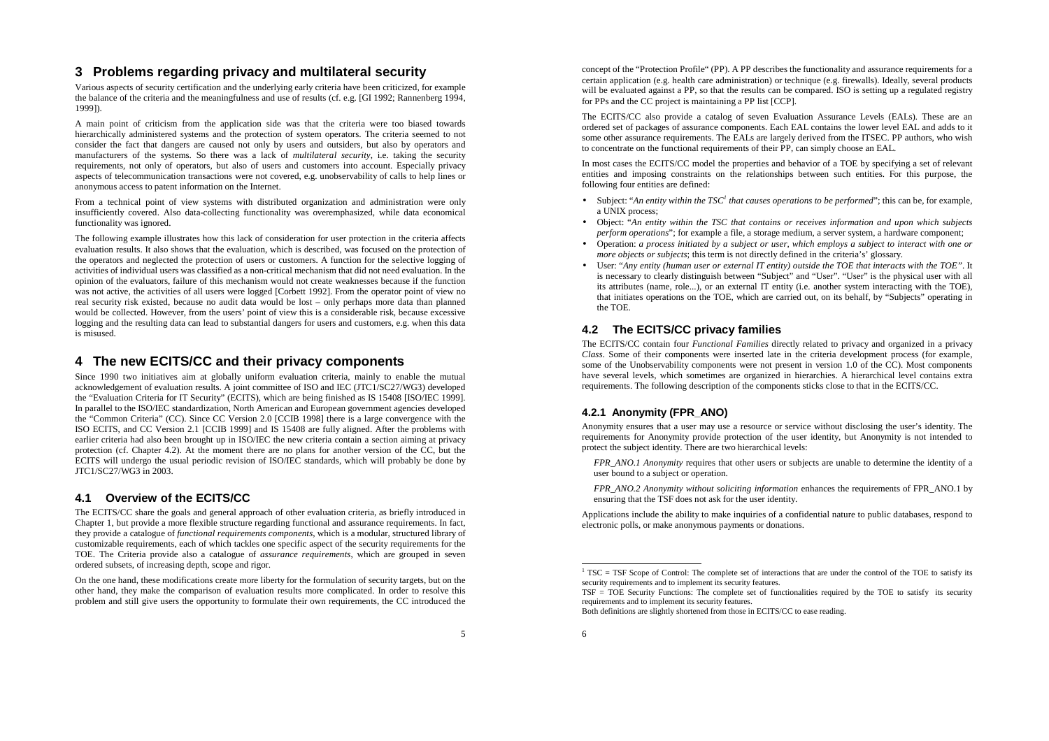## 3 Problems regarding privacy and multilateral security

Various aspects of security certification and the underlying early criteria have been criticized, for example the balance of the criteria and the meaningfulness and use of results (cf. e.g. [GI 1992; Rannenberg 1994, 1999]).

A main point of criticism from the application side was that the criteria were too biased towards hierarchically administered systems and the protection of system operators. The criteria seemed to not consider the fact that dangers are caused not only by users and outsiders, but also by operators and manufacturers of the systems. So there was a lack of *multilateral security*, i.e. taking the security requirements, not only of operators, but also of users and customers into account. Especially privacy aspects of telecommunication transactions were not covered, e.g. unobservability of calls to help lines or anonymous access to patent information on the Internet.

From a technical point of view systems with distributed organization and administration were only insufficiently covered. Also data-collecting functionality was overemphasized, while data economical functionality was ignored.

The following example illustrates how this lack of consideration for user protection in the criteria affects evaluation results. It also shows that the evaluation, which is described, was focused on the protection of the operators and neglected the protection of users or customers. A function for the selective logging of activities of individual users was classified as a non-critical mechanism that did not need evaluation. In the opinion of the evaluators, failure of this mechanism would not create weaknesses because if the function was not active, the activities of all users were logged [Corbett 1992]. From the operator point of view no real security risk existed, because no audit data would be lost – only perhaps more data than planned would be collected. However, from the users' point of view this is a considerable risk, because excessive logging and the resulting data can lead to substantial dangers for users and customers, e.g. when this data is misused.

## 4 The new ECITS/CC and their privacy components

Since 1990 two initiatives aim at globally uniform evaluation criteria, mainly to enable the mutual acknowledgement of evaluation results. A joint committee of ISO and IEC (JTC1/SC27/WG3) developed the "Evaluation Criteria for IT Security" (ECITS), which are being finished as IS 15408 [ISO/IEC 1999]. In parallel to the ISO/IEC standardization, North American and European government agencies developed the "Common Criteria" (CC). Since CC Version 2.0 [CCIB 1998] there is a large convergence with the ISO ECITS, and CC Version 2.1 [CCIB 1999] and IS 15408 are fully aligned. After the problems with earlier criteria had also been brought up in ISO/IEC the new criteria contain a section aiming at privacy protection (cf. Chapter 4.2). At the moment there are no plans for another version of the CC, but the ECITS will undergo the usual periodic revision of ISO/IEC standards, which will probably be done by JTC1/SC27/WG3 in 2003.

### 4.1 Overview of the ECITS/CC

The ECITS/CC share the goals and general approach of other evaluation criteria, as briefly introduced in Chapter 1, but provide a more flexible structure regarding functional and assurance requirements. In fact, they provide a catalogue of *functional requirements components*, which is a modular, structured library of customizable requirements, each of which tackles one specific aspect of the security requirements for the TOE. The Criteria provide also a catalogue of *assurance requirements*, which are grouped in seven ordered subsets, of increasing depth, scope and rigor.

On the one hand, these modifications create more liberty for the formulation of security targets, but on the other hand, they make the comparison of evaluation results more complicated. In order to resolve this problem and still give users the opportunity to formulate their own requirements, the CC introduced the concept of the "Protection Profile" (PP). A PP describes the functionality and assurance requirements for a certain application (e.g. health care administration) or technique (e.g. firewalls). Ideally, several products will be evaluated against a PP, so that the results can be compared. ISO is setting up a regulated registry for PPs and the CC project is maintaining a PP list [CCP].

The ECITS/CC also provide a catalog of seven Evaluation Assurance Levels (EALs). These are an ordered set of packages of assurance components. Each EAL contains the lower level EAL and adds to it some other assurance requirements. The EALs are largely derived from the ITSEC. PP authors, who wish to concentrate on the functional requirements of their PP, can simply choose an EAL.

In most cases the ECITS/CC model the properties and behavior of a TOE by specifying a set of relevant entities and imposing constraints on the relationships between such entities. For this purpose, the following four entities are defined:

- Subject: "*An entity within the TSC*[1] *that causes operations to be performed*"; this can be, for example, a UNIX process;
- Object: "*An entity within the TSC that contains or receives information and upon which subjects perform operations*"; for example a file, a storage medium, a server system, a hardware component;
- Operation: *a process initiated by a subject or user, which employs a subject to interact with one or more objects or subjects*; this term is not directly defined in the criteria's' glossary.
- User: "*Any entity (human user or external IT entity) outside the TOE that interacts with the TOE*". It is necessary to clearly distinguish between "Subject" and "User". "User" is the physical user with all its attributes (name, role...), or an external IT entity (i.e. another system interacting with the TOE), that initiates operations on the TOE, which are carried out, on its behalf, by "Subjects" operating in the TOE.

### 4.2 The ECITS/CC privacy families

The ECITS/CC contain four *Functional Families* directly related to privacy and organized in a privacy *Class*. Some of their components were inserted late in the criteria development process (for example, some of the Unobservability components were not present in version 1.0 of the CC). Most components have several levels, which sometimes are organized in hierarchies. A hierarchical level contains extra requirements. The following description of the components sticks close to that in the ECITS/CC.

#### 4.2.1 Anonymity (FPR_ANO)

Anonymity ensures that a user may use a resource or service without disclosing the user's identity. The requirements for Anonymity provide protection of the user identity, but Anonymity is not intended to protect the subject identity. There are two hierarchical levels:

*FPR_ANO.1 Anonymity* requires that other users or subjects are unable to determine the identity of a user bound to a subject or operation.

*FPR_ANO.2 Anonymity without soliciting information* enhances the requirements of FPR_ANO.1 by ensuring that the TSF does not ask for the user identity.

Applications include the ability to make inquiries of a confidential nature to public databases, respond to electronic polls, or make anonymous payments or donations.

[1] TSC = TSF Scope of Control: The complete set of interactions that are under the control of the TOE to satisfy its security requirements and to implement its security features.
TSF = TOE Security Functions: The complete set of functionalities required by the TOE to satisfy its security requirements and to implement its security features.
Both definitions are slightly shortened from those in ECITS/CC to ease reading.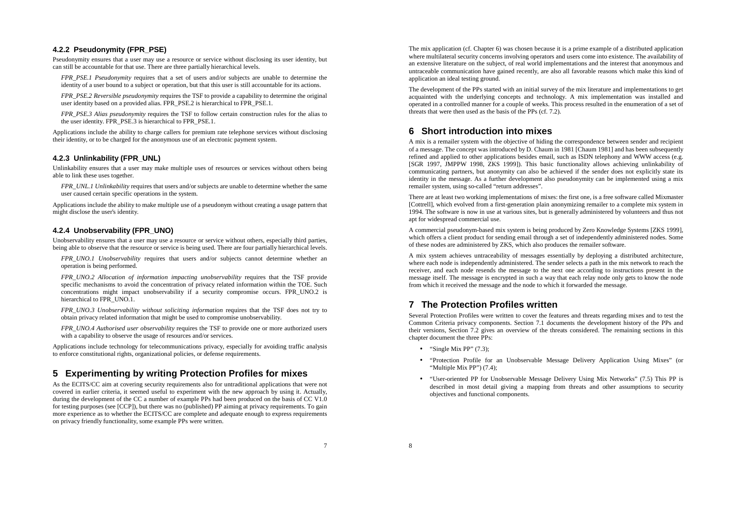### 4.2.2 Pseudonymity (FPR_PSE)

Pseudonymity ensures that a user may use a resource or service without disclosing its user identity, but can still be accountable for that use. There are three partially hierarchical levels.

*FPR_PSE.1 Pseudonymity* requires that a set of users and/or subjects are unable to determine the identity of a user bound to a subject or operation, but that this user is still accountable for its actions.

*FPR_PSE.2 Reversible pseudonymity* requires the TSF to provide a capability to determine the original user identity based on a provided alias. FPR_PSE.2 is hierarchical to FPR_PSE.1.

*FPR_PSE.3 Alias pseudonymity* requires the TSF to follow certain construction rules for the alias to the user identity. FPR_PSE.3 is hierarchical to FPR_PSE.1.

Applications include the ability to charge callers for premium rate telephone services without disclosing their identity, or to be charged for the anonymous use of an electronic payment system.

### 4.2.3 Unlinkability (FPR_UNL)

Unlinkability ensures that a user may make multiple uses of resources or services without others being able to link these uses together.

*FPR_UNL.1 Unlinkability* requires that users and/or subjects are unable to determine whether the same user caused certain specific operations in the system.

Applications include the ability to make multiple use of a pseudonym without creating a usage pattern that might disclose the user's identity.

### 4.2.4 Unobservability (FPR_UNO)

Unobservability ensures that a user may use a resource or service without others, especially third parties, being able to observe that the resource or service is being used. There are four partially hierarchical levels.

*FPR_UNO.1 Unobservability* requires that users and/or subjects cannot determine whether an operation is being performed.

*FPR_UNO.2 Allocation of information impacting unobservability* requires that the TSF provide specific mechanisms to avoid the concentration of privacy related information within the TOE. Such concentrations might impact unobservability if a security compromise occurs. FPR_UNO.2 is hierarchical to FPR_UNO.1.

*FPR_UNO.3 Unobservability without soliciting information* requires that the TSF does not try to obtain privacy related information that might be used to compromise unobservability.

*FPR_UNO.4 Authorised user observability* requires the TSF to provide one or more authorized users with a capability to observe the usage of resources and/or services.

Applications include technology for telecommunications privacy, especially for avoiding traffic analysis to enforce constitutional rights, organizational policies, or defense requirements.

## 5 Experimenting by writing Protection Profiles for mixes

As the ECITS/CC aim at covering security requirements also for untraditional applications that were not covered in earlier criteria, it seemed useful to experiment with the new approach by using it. Actually, during the development of the CC a number of example PPs had been produced on the basis of CC V1.0 for testing purposes (see [CCP]), but there was no (published) PP aiming at privacy requirements. To gain more experience as to whether the ECITS/CC are complete and adequate enough to express requirements on privacy friendly functionality, some example PPs were written.

The mix application (cf. Chapter 6) was chosen because it is a prime example of a distributed application where multilateral security concerns involving operators and users come into existence. The availability of an extensive literature on the subject, of real world implementations and the interest that anonymous and untraceable communication have gained recently, are also all favorable reasons which make this kind of application an ideal testing ground.

The development of the PPs started with an initial survey of the mix literature and implementations to get acquainted with the underlying concepts and technology. A mix implementation was installed and operated in a controlled manner for a couple of weeks. This process resulted in the enumeration of a set of threats that were then used as the basis of the PPs (cf. 7.2).

## 6 Short introduction into mixes

A mix is a remailer system with the objective of hiding the correspondence between sender and recipient of a message. The concept was introduced by D. Chaum in 1981 [Chaum 1981] and has been subsequently refined and applied to other applications besides email, such as ISDN telephony and WWW access (e.g. [SGR 1997, JMPPW 1998, ZKS 1999]). This basic functionality allows achieving unlinkability of communicating partners, but anonymity can also be achieved if the sender does not explicitly state its identity in the message. As a further development also pseudonymity can be implemented using a mix remailer system, using so-called "return addresses".

There are at least two working implementations of mixes: the first one, is a free software called Mixmaster [Cottrell], which evolved from a first-generation plain anonymizing remailer to a complete mix system in 1994. The software is now in use at various sites, but is generally administered by volunteers and thus not apt for widespread commercial use.

A commercial pseudonym-based mix system is being produced by Zero Knowledge Systems [ZKS 1999], which offers a client product for sending email through a set of independently administered nodes. Some of these nodes are administered by ZKS, which also produces the remailer software.

A mix system achieves untraceability of messages essentially by deploying a distributed architecture, where each node is independently administered. The sender selects a path in the mix network to reach the receiver, and each node resends the message to the next one according to instructions present in the message itself. The message is encrypted in such a way that each relay node only gets to know the node from which it received the message and the node to which it forwarded the message.

## 7 The Protection Profiles written

Several Protection Profiles were written to cover the features and threats regarding mixes and to test the Common Criteria privacy components. Section 7.1 documents the development history of the PPs and their versions, Section 7.2 gives an overview of the threats considered. The remaining sections in this chapter document the three PPs:

- "Single Mix PP" (7.3);
- "Protection Profile for an Unobservable Message Delivery Application Using Mixes" (or "Multiple Mix PP") (7.4);
- "User-oriented PP for Unobservable Message Delivery Using Mix Networks" (7.5) This PP is described in most detail giving a mapping from threats and other assumptions to security objectives and functional components.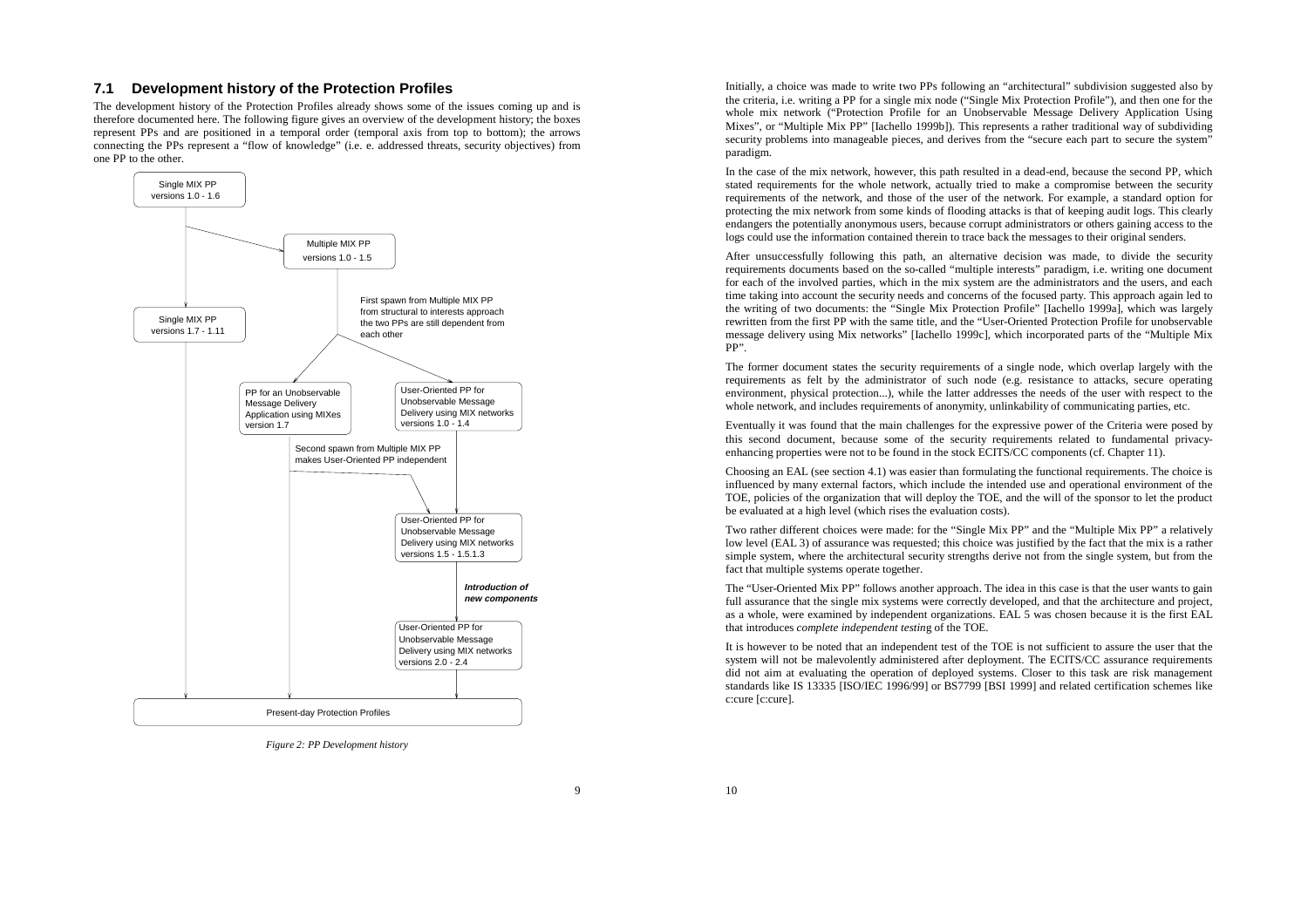## 7.1 Development history of the Protection Profiles

The development history of the Protection Profiles already shows some of the issues coming up and is therefore documented here. The following figure gives an overview of the development history; the boxes represent PPs and are positioned in a temporal order (temporal axis from top to bottom); the arrows connecting the PPs represent a "flow of knowledge" (i.e. e. addressed threats, security objectives) from one PP to the other.

Single MIX PP versions 1.0 - 1.6

Multiple MIX PP versions 1.0 - 1.5

Single MIX PP versions 1.7 - 1.11

First spawn from Multiple MIX PP from structural to interests approach the two PPs are still dependent from each other

PP for an Unobservable Message Delivery Application using MIXes version 1.7

User-Oriented PP for Unobservable Message Delivery using MIX networks versions 1.0 - 1.4

Second spawn from Multiple MIX PP makes User-Oriented PP independent

User-Oriented PP for Unobservable Message Delivery using MIX networks versions 1.5 - 1.5.1.3

***Introduction of new components***

User-Oriented PP for Unobservable Message Delivery using MIX networks versions 2.0 - 2.4

Present-day Protection Profiles

*Figure 2: PP Development history*

Initially, a choice was made to write two PPs following an "architectural" subdivision suggested also by the criteria, i.e. writing a PP for a single mix node ("Single Mix Protection Profile"), and then one for the whole mix network ("Protection Profile for an Unobservable Message Delivery Application Using Mixes", or "Multiple Mix PP" [Iachello 1999b]). This represents a rather traditional way of subdividing security problems into manageable pieces, and derives from the "secure each part to secure the system" paradigm.

In the case of the mix network, however, this path resulted in a dead-end, because the second PP, which stated requirements for the whole network, actually tried to make a compromise between the security requirements of the network, and those of the user of the network. For example, a standard option for protecting the mix network from some kinds of flooding attacks is that of keeping audit logs. This clearly endangers the potentially anonymous users, because corrupt administrators or others gaining access to the logs could use the information contained therein to trace back the messages to their original senders.

After unsuccessfully following this path, an alternative decision was made, to divide the security requirements documents based on the so-called "multiple interests" paradigm, i.e. writing one document for each of the involved parties, which in the mix system are the administrators and the users, and each time taking into account the security needs and concerns of the focused party. This approach again led to the writing of two documents: the "Single Mix Protection Profile" [Iachello 1999a], which was largely rewritten from the first PP with the same title, and the "User-Oriented Protection Profile for unobservable message delivery using Mix networks" [Iachello 1999c], which incorporated parts of the "Multiple Mix PP".

The former document states the security requirements of a single node, which overlap largely with the requirements as felt by the administrator of such node (e.g. resistance to attacks, secure operating environment, physical protection...), while the latter addresses the needs of the user with respect to the whole network, and includes requirements of anonymity, unlinkability of communicating parties, etc.

Eventually it was found that the main challenges for the expressive power of the Criteria were posed by this second document, because some of the security requirements related to fundamental privacy-enhancing properties were not to be found in the stock ECITS/CC components (cf. Chapter 11).

Choosing an EAL (see section 4.1) was easier than formulating the functional requirements. The choice is influenced by many external factors, which include the intended use and operational environment of the TOE, policies of the organization that will deploy the TOE, and the will of the sponsor to let the product be evaluated at a high level (which rises the evaluation costs).

Two rather different choices were made: for the "Single Mix PP" and the "Multiple Mix PP" a relatively low level (EAL 3) of assurance was requested; this choice was justified by the fact that the mix is a rather simple system, where the architectural security strengths derive not from the single system, but from the fact that multiple systems operate together.

The "User-Oriented Mix PP" follows another approach. The idea in this case is that the user wants to gain full assurance that the single mix systems were correctly developed, and that the architecture and project, as a whole, were examined by independent organizations. EAL 5 was chosen because it is the first EAL that introduces *complete independent testing* of the TOE.

It is however to be noted that an independent test of the TOE is not sufficient to assure the user that the system will not be malevolently administered after deployment. The ECITS/CC assurance requirements did not aim at evaluating the operation of deployed systems. Closer to this task are risk management standards like IS 13335 [ISO/IEC 1996/99] or BS7799 [BSI 1999] and related certification schemes like c:cure [c:cure].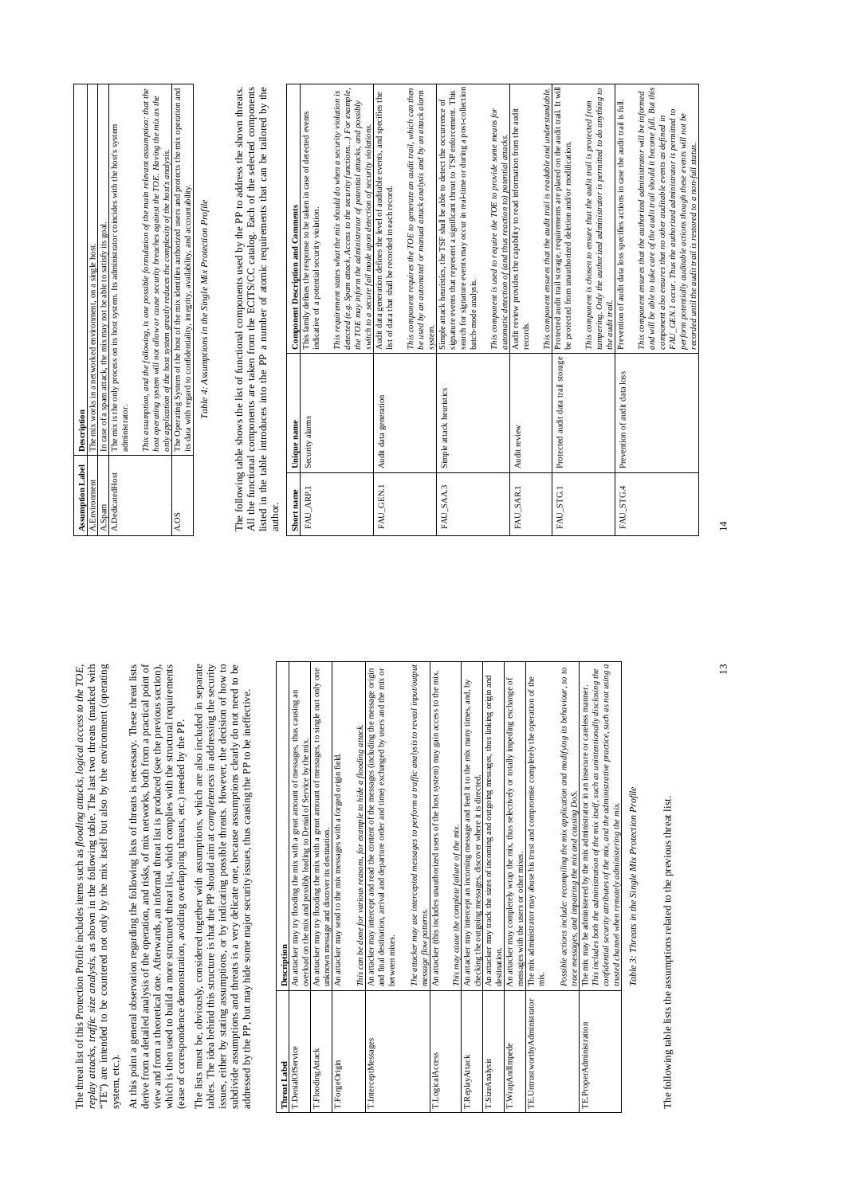The threat list of this Protection Profile includes items such as *flooding attacks*, *logical access to the TOE*, *replay attacks*, *traffic size analysis*, as shown in the following table. The last two threats (marked with "TE") are intended to be countered not only by the mix itself but also by the environment (operating system, etc.).

At this point a general observation regarding the following lists of threats is necessary. These threat lists derive from a detailed analysis of the operation, and risks, of mix networks, both from a practical point of view and from a theoretical one. Afterwards, an informal threat list is produced (see the previous section), which is then used to build a more structured threat list, which complies with the structural requirements (ease of correspondence demonstration, avoiding overlapping threats, etc.) needed by the PP.

The lists must be, obviously, considered together with assumptions, which are also included in separate tables. The idea behind this structure is that the PP should aim at *completeness* in addressing the security issues, either by stating assumptions, or by indicating possible threats. However, the decision of how to subdivide assumptions and threats is a very delicate one, because assumptions clearly do not need to be addressed by the PP, but may hide some major security issues, thus causing the PP to be ineffective.

| Threat Label | Description |
|---|---|
| T.DenialOfService | An attacker may try flooding the mix with a great amount of messages, thus causing an overload on the mix and possibly leading to Denial of Service by the mix. |
| T.FloodingAttack | An attacker may try flooding the mix with a great amount of messages, to single out only one unknown message and discover its destination. |
| T.ForgeOrigin | An attacker may send to the mix messages with a forged origin field.<br><br>*This can be done for various reasons, for example to hide a flooding attack.* |
| T.InterceptMessages | An attacker may intercept and read the content of the messages (including the message origin and final destination, arrival and departure order and time) exchanged by users and the mix or between mixes.<br><br>*The attacker may use intercepted messages to perform a traffic analysis to reveal input/output message flow patterns.* |
| T.LogicalAccess | An attacker (this includes unauthorized users of the host system) may gain access to the mix.<br><br>*This may cause the complete failure of the mix.* |
| T.ReplayAttack | An attacker may intercept an incoming message and feed it to the mix many times, and, by checking the outgoing messages, discover where it is directed. |
| T.SizeAnalysis | An attacker may track the sizes of incoming and outgoing messages, thus linking origin and destination. |
| T.WrapAndImpede | An attacker may completely wrap the mix, thus selectively or totally impeding exchange of messages with the users or other mixes. |
| TE.UntrustworthyAdministrator | The mix administrator may abuse his trust and compromise completely the operation of the mix.<br><br>*Possible actions include: recompiling the mix application and modifying its behaviour, so to trace messages, and impairing the mix and causing DoS.* |
| TE.ProperAdministration | The mix may be administered by the mix administrator in an insecure or careless manner.<br><br>*This includes both the administration of the mix itself, such as unintentionally disclosing the confidential security attributes of the mix, and the administrative practice, such as not using a trusted channel when remotely administering the mix.* |

*Table 3: Threats in the Single Mix Protection Profile*

The following table lists the assumptions related to the previous threat list.

| Assumption Label | Description |
|---|---|
| A.Environment | The mix works in a networked environment, on a single host. |
| A.Spam | In case of a spam attack, the mix may not be able to satisfy its goal. |
| A.DedicatedHost | The mix is the only process on its host system. Its administrator coincides with the host's system administrator.<br><br>*This assumption, and the following, is one possible formulation of the main relevant assumption: that the host operating system will not allow or cause security breaches against the TOE. Having the mix as the only application of the host system greatly reduces the complexity of the host's analysis.* |
| A.OS | The Operating System of the host of the mix identifies authorized users and protects the mix operation and its data with regard to confidentiality, integrity, availability, and accountability. |

*Table 4: Assumptions in the Single Mix Protection Profile*

The following table shows the list of functional components used by the PP to address the shown threats. All the functional components are taken from the ECITS/CC catalog. Each of the selected components listed in the table introduces into the PP a number of atomic requirements that can be tailored by the author.

| Short name | Unique name | Component Description and Comments |
|---|---|---|
| FAU_ARP.1 | Security alarms | This family defines the response to be taken in case of detected events indicative of a potential security violation.<br><br>*This requirement states what the mix should do when a security violation is detected (e.g. Spam attack, Access to the security functions...) For example, the TOE may inform the administrator of potential attacks, and possibly switch to a secure fail mode upon detection of security violations.* |
| FAU_GEN.1 | Audit data generation | Audit data generation defines the level of auditable events, and specifies the list of data that shall be recorded in each record.<br><br>*This component requires the TOE to generate an audit trail, which can then be used by an automated or manual attack analysis and by an attack alarm system.* |
| FAU_SAA.3 | Simple attack heuristics | Simple attack heuristics, the TSF shall be able to detect the occurrence of signature events that represent a significant threat to TSP enforcement. This search for signature events may occur in real-time or during a post-collection batch-mode analysis.<br><br>*This component is used to require the TOE to provide some means for automatic detection of (and thus reaction to) potential attacks.* |
| FAU_SAR.1 | Audit review | Audit review provides the capability to read information from the audit records.<br><br>*This component ensures that the audit trail is readable and understandable.* |
| FAU_STG.1 | Protected audit data trail storage | Protected audit trail storage, requirements are placed on the audit trail. It will be protected from unauthorized deletion and/or modification.<br><br>*This component is chosen to ensure that the audit trail is protected from tampering. Only the authorized administrator is permitted to do anything to the audit trail.* |
| FAU_STG.4 | Prevention of audit data loss | Prevention of audit data loss specifies actions in case the audit trail is full.<br><br>*This component ensures that the authorized administrator will be informed and will be able to take care of the audit trail should it become full. But this component also ensures that no other auditable events as defined in FAU_GEN.1 occur. Thus the authorized administrator is permitted to perform potentially auditable actions though these events will not be recorded until the audit trail is restored to a non-full status.* |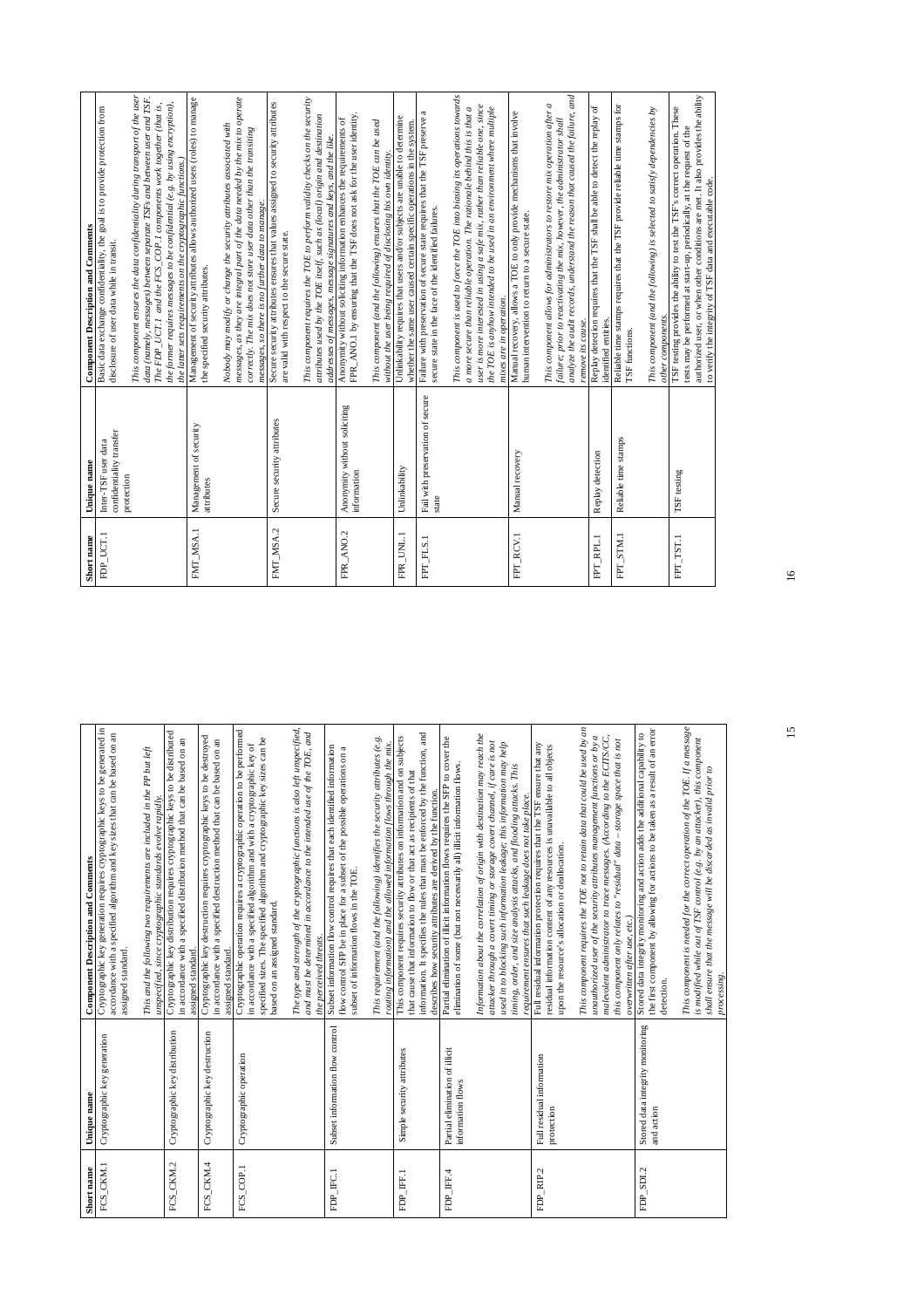| Short name | Unique name | Component Description and Comments |
| --- | --- | --- |
| FCS_CKM.1 | Cryptographic key generation | Cryptographic key generation requires cryptographic keys to be generated in accordance with a specified algorithm and key sizes that can be based on an assigned standard.<br><br>*This and the following two requirements are included in the PP but left unspecified, since cryptographic standards evolve rapidly.* |
| FCS_CKM.2 | Cryptographic key distribution | Cryptographic key distribution requires cryptographic keys to be distributed in accordance with a specified distribution method that can be based on an assigned standard. |
| FCS_CKM.4 | Cryptographic key destruction | Cryptographic key destruction requires cryptographic keys to be destroyed in accordance with a specified destruction method that can be based on an assigned standard. |
| FCS_COP.1 | Cryptographic operation | Cryptographic operation requires a cryptographic operation to be performed in accordance with a specified algorithm and with a cryptographic key of specified sizes. The specified algorithm and cryptographic key sizes can be based on an assigned standard.<br><br>*The type and strength of the cryptographic functions is also left unspecified, and must be determined in accordance to the intended use of the TOE, and the perceived threats.* |
| FDP_IFC.1 | Subset information flow control | Subset information flow control requires that each identified information flow control SFP be in place for a subset of the possible operations on a subset of information flows in the TOE.<br><br>*This requirement (and the following) identifies the security attributes (e.g. routing information) and the allowed information flows through the mix.* |
| FDP_IFF.1 | Simple security attributes | This component requires security attributes on information and on subjects that cause that information to flow or that act as recipients of that information. It specifies the rules that must be enforced by the function, and describes how security attributes are derived by the function. |
| FDP_IFF.4 | Partial elimination of illicit information flows | Partial elimination of illicit information flows requires the SFP to cover the elimination of some (but not necessarily all) illicit information flows.<br><br>*Information about the correlation of origin with destination may reach the attacker through a covert timing or storage covert channel, if care is not used in to blocking such information leakage; this information may help timing, order, and size analysis attacks, and flooding attacks. This requirement ensures that such leakage does not take place.* |
| FDP_RIP.2 | Full residual information protection | Full residual information protection requires that the TSF ensure that any residual information content of any resources is unavailable to all objects upon the resource's allocation or deallocation.<br><br>*This component requires the TOE not to retain data that could be used by an unauthorized user of the security attributes management functions or by a malevolent administrator to trace messages. (According to the ECITS/CC, this component only relates to "residual" data – storage space that is not overwritten after use, etc.)* |
| FDP_SDI.2 | Stored data integrity monitoring and action | Stored data integrity monitoring and action adds the additional capability to the first component by allowing for actions to be taken as a result of an error detection.<br><br>*This component is needed for the correct operation of the TOE. If a message is modified while out of TSF control (e.g. by an attacker), this component shall ensure that the message will be discarded as invalid prior to processing.* |
| FDP_UCT.1 | Inter-TSF user data confidentiality transfer protection | Basic data exchange confidentiality, the goal is to provide protection from disclosure of user data while in transit.<br><br>*This component ensures the data confidentiality during transport of the user data (namely, messages) between separate TSFs and between user and TSF. The FDP_UCT.1 and the FCS_COP.1 components work together (that is, the former requires messages to be confidential (e.g. by using encryption), the latter sets requirements on the cryptographic functions.)* |
| FMT_MSA.1 | Management of security attributes | Management of security attributes allows authorized users (roles) to manage the specified security attributes.<br><br>*Nobody may modify or change the security attributes associated with messages, as they are integral part of the data needed by the mix to operate correctly. The mix does not store user data other than the transiting messages, so there is no further data to manage.* |
| FMT_MSA.2 | Secure security attributes | Secure security attributes ensures that values assigned to security attributes are valid with respect to the secure state.<br><br>*This component requires the TOE to perform validity checks on the security attributes used by the TOE itself, such as (local) origin and destination addresses of messages, message signatures and keys, and the like.* |
| FPR_ANO.2 | Anonymity without soliciting information | Anonymity without soliciting information enhances the requirements of FPR_ANO.1 by ensuring that the TSF does not ask for the user identity.<br><br>*This component (and the following) ensures that the TOE can be used without the user being required of disclosing his own identity.* |
| FPR_UNL.1 | Unlinkability | Unlinkability requires that users and/or subjects are unable to determine whether the same user caused certain specific operations in the system. |
| FPT_FLS.1 | Fail with preservation of secure state | Failure with preservation of secure state requires that the TSF preserve a secure state in the face of the identified failures.<br><br>*This component is used to force the TOE into biasing its operations towards a more secure than reliable operation. The rationale behind this is that a user is more interested in using a safe mix, rather than reliable one, since the TOE is anyhow intended to be used in an environment where multiple mixes are in operation.* |
| FPT_RCV.1 | Manual recovery | Manual recovery, allows a TOE to only provide mechanisms that involve human intervention to return to a secure state.<br><br>*This component allows for administrators to restore mix operation after a failure; prior to reactivating the mix, however, the administrator shall analyze the audit records, understand the reason that caused the failure, and remove its cause.* |
| FPT_RPL.1 | Replay detection | Replay detection requires that the TSF shall be able to detect the replay of identified entities. |
| FPT_STM.1 | Reliable time stamps | Reliable time stamps requires that the TSF provide reliable time stamps for TSF functions.<br><br>*This component (and the following) is selected to satisfy dependencies by other components.* |
| FPT_TST.1 | TSF testing | TSF testing provides the ability to test the TSF's correct operation. These tests may be performed at start-up, periodically, at the request of the authorized user, or when other conditions are met. It also provides the ability to verify the integrity of TSF data and executable code. |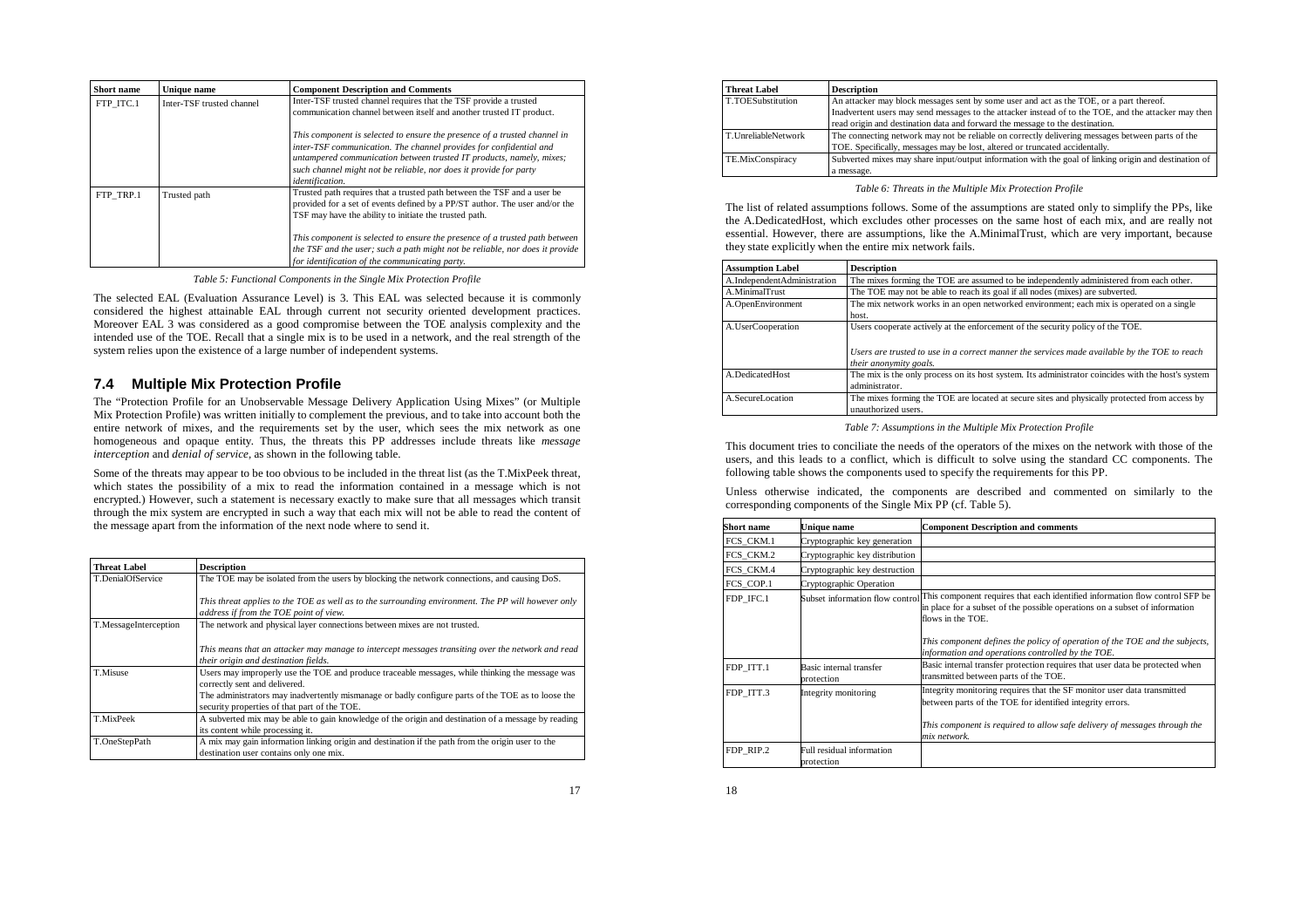| Short name | Unique name | Component Description and Comments |
|---|---|---|
| FTP_ITC.1 | Inter-TSF trusted channel | Inter-TSF trusted channel requires that the TSF provide a trusted communication channel between itself and another trusted IT product.<br><br>*This component is selected to ensure the presence of a trusted channel in inter-TSF communication. The channel provides for confidential and untampered communication between trusted IT products, namely, mixes; such channel might not be reliable, nor does it provide for party identification.* |
| FTP_TRP.1 | Trusted path | Trusted path requires that a trusted path between the TSF and a user be provided for a set of events defined by a PP/ST author. The user and/or the TSF may have the ability to initiate the trusted path.<br><br>*This component is selected to ensure the presence of a trusted path between the TSF and the user; such a path might not be reliable, nor does it provide for identification of the communicating party.* |

*Table 5: Functional Components in the Single Mix Protection Profile*

The selected EAL (Evaluation Assurance Level) is 3. This EAL was selected because it is commonly considered the highest attainable EAL through current not security oriented development practices. Moreover EAL 3 was considered as a good compromise between the TOE analysis complexity and the intended use of the TOE. Recall that a single mix is to be used in a network, and the real strength of the system relies upon the existence of a large number of independent systems.

## 7.4 Multiple Mix Protection Profile

The "Protection Profile for an Unobservable Message Delivery Application Using Mixes" (or Multiple Mix Protection Profile) was written initially to complement the previous, and to take into account both the entire network of mixes, and the requirements set by the user, which sees the mix network as one homogeneous and opaque entity. Thus, the threats this PP addresses include threats like *message interception* and *denial of service*, as shown in the following table.

Some of the threats may appear to be too obvious to be included in the threat list (as the T.MixPeek threat, which states the possibility of a mix to read the information contained in a message which is not encrypted.) However, such a statement is necessary exactly to make sure that all messages which transit through the mix system are encrypted in such a way that each mix will not be able to read the content of the message apart from the information of the next node where to send it.

| Threat Label | Description |
|---|---|
| T.DenialOfService | The TOE may be isolated from the users by blocking the network connections, and causing DoS.<br><br>*This threat applies to the TOE as well as to the surrounding environment. The PP will however only address if from the TOE point of view.* |
| T.MessageInterception | The network and physical layer connections between mixes are not trusted.<br><br>*This means that an attacker may manage to intercept messages transiting over the network and read their origin and destination fields.* |
| T.Misuse | Users may improperly use the TOE and produce traceable messages, while thinking the message was correctly sent and delivered.<br>The administrators may inadvertently mismanage or badly configure parts of the TOE as to loose the security properties of that part of the TOE. |
| T.MixPeek | A subverted mix may be able to gain knowledge of the origin and destination of a message by reading its content while processing it. |
| T.OneStepPath | A mix may gain information linking origin and destination if the path from the origin user to the destination user contains only one mix. |
| T.TOESubstitution | An attacker may block messages sent by some user and act as the TOE, or a part thereof. Inadvertent users may send messages to the attacker instead of to the TOE, and the attacker may then read origin and destination data and forward the message to the destination. |
| T.UnreliableNetwork | The connecting network may not be reliable on correctly delivering messages between parts of the TOE. Specifically, messages may be lost, altered or truncated accidentally. |
| TE.MixConspiracy | Subverted mixes may share input/output information with the goal of linking origin and destination of a message. |

*Table 6: Threats in the Multiple Mix Protection Profile*

The list of related assumptions follows. Some of the assumptions are stated only to simplify the PPs, like the A.DedicatedHost, which excludes other processes on the same host of each mix, and are really not essential. However, there are assumptions, like the A.MinimalTrust, which are very important, because they state explicitly when the entire mix network fails.

| Assumption Label | Description |
|---|---|
| A.IndependentAdministration | The mixes forming the TOE are assumed to be independently administered from each other. |
| A.MinimalTrust | The TOE may not be able to reach its goal if all nodes (mixes) are subverted. |
| A.OpenEnvironment | The mix network works in an open networked environment; each mix is operated on a single host. |
| A.UserCooperation | Users cooperate actively at the enforcement of the security policy of the TOE.<br><br>*Users are trusted to use in a correct manner the services made available by the TOE to reach their anonymity goals.* |
| A.DedicatedHost | The mix is the only process on its host system. Its administrator coincides with the host's system administrator. |
| A.SecureLocation | The mixes forming the TOE are located at secure sites and physically protected from access by unauthorized users. |

*Table 7: Assumptions in the Multiple Mix Protection Profile*

This document tries to conciliate the needs of the operators of the mixes on the network with those of the users, and this leads to a conflict, which is difficult to solve using the standard CC components. The following table shows the components used to specify the requirements for this PP.

Unless otherwise indicated, the components are described and commented on similarly to the corresponding components of the Single Mix PP (cf. Table 5).

| Short name | Unique name | Component Description and comments |
|---|---|---|
| FCS_CKM.1 | Cryptographic key generation | |
| FCS_CKM.2 | Cryptographic key distribution | |
| FCS_CKM.4 | Cryptographic key destruction | |
| FCS_COP.1 | Cryptographic Operation | |
| FDP_IFC.1 | Subset information flow control | This component requires that each identified information flow control SFP be in place for a subset of the possible operations on a subset of information flows in the TOE.<br><br>*This component defines the policy of operation of the TOE and the subjects, information and operations controlled by the TOE.* |
| FDP_ITT.1 | Basic internal transfer protection | Basic internal transfer protection requires that user data be protected when transmitted between parts of the TOE. |
| FDP_ITT.3 | Integrity monitoring | Integrity monitoring requires that the SF monitor user data transmitted between parts of the TOE for identified integrity errors.<br><br>*This component is required to allow safe delivery of messages through the mix network.* |
| FDP_RIP.2 | Full residual information protection | |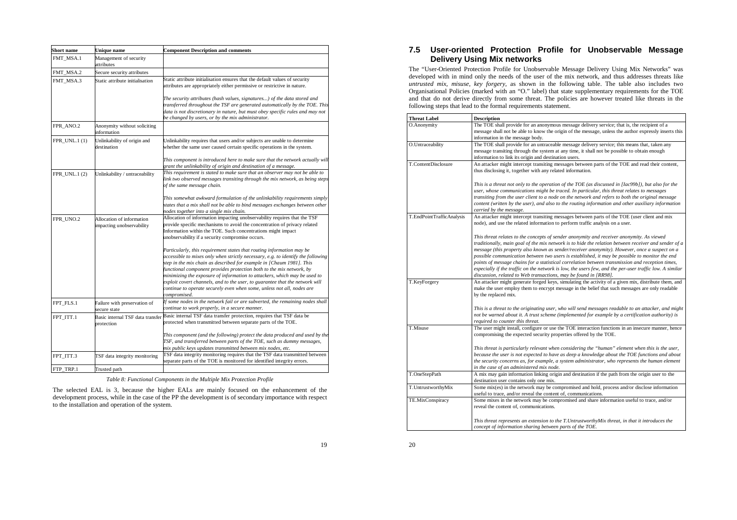| Short name | Unique name | Component Description and comments |
|---|---|---|
| FMT_MSA.1 | Management of security attributes | |
| FMT_MSA.2 | Secure security attributes | |
| FMT_MSA.3 | Static attribute initialisation | Static attribute initialisation ensures that the default values of security attributes are appropriately either permissive or restrictive in nature.<br><br>*The security attributes (hash values, signatures...) of the data stored and transferred throughout the TSF are generated automatically by the TOE. This data is not discretionary in nature, but must obey specific rules and may not be changed by users, or by the mix administrator.* |
| FPR_ANO.2 | Anonymity without soliciting information | |
| FPR_UNL.1 (1) | Unlinkability of origin and destination | Unlinkability requires that users and/or subjects are unable to determine whether the same user caused certain specific operations in the system.<br><br>*This component is introduced here to make sure that the network actually will grant the unlinkability of origin and destination of a message.* |
| FPR_UNL.1 (2) | Unlinkability / untraceability | *This requirement is stated to make sure that an observer may not be able to link two observed messages transiting through the mix network, as being steps of the same message chain.*<br><br>*This somewhat awkward formulation of the unlinkability requirements simply states that a mix shall not be able to bind messages exchanges between other nodes together into a single mix chain.* |
| FPR_UNO.2 | Allocation of information impacting unobservability | Allocation of information impacting unobservability requires that the TSF provide specific mechanisms to avoid the concentration of privacy related Information within the TOE. Such concentrations might impact unobservability if a security compromise occurs.<br><br>*Particularly, this requirement states that routing information may be accessible to mixes only when strictly necessary, e.g. to identify the following step in the mix chain as described for example in [Chaum 1981]. This functional component provides protection both to the mix network, by minimizing the exposure of information to attackers, which may be used to exploit covert channels, and to the user, to guarantee that the network will continue to operate securely even when some, unless not all, nodes are compromised.* |
| FPT_FLS.1 | Failure with preservation of secure state | *If some nodes in the network fail or are subverted, the remaining nodes shall continue to work properly, in a secure manner.* |
| FPT_ITT.1 | Basic internal TSF data transfer protection | Basic internal TSF data transfer protection, requires that TSF data be protected when transmitted between separate parts of the TOE.<br><br>*This component (and the following) protect the data produced and used by the TSF, and transferred between parts of the TOE, such as dummy messages, mix public keys updates transmitted between mix nodes, etc.* |
| FPT_ITT.3 | TSF data integrity monitoring | TSF data integrity monitoring requires that the TSF data transmitted between separate parts of the TOE is monitored for identified integrity errors. |
| FTP_TRP.1 | Trusted path | |

*Table 8: Functional Components in the Multiple Mix Protection Profile*

The selected EAL is 3, because the higher EALs are mainly focused on the enhancement of the development process, while in the case of the PP the development is of secondary importance with respect to the installation and operation of the system.

## 7.5 User-oriented Protection Profile for Unobservable Message Delivery Using Mix networks

The "User-Oriented Protection Profile for Unobservable Message Delivery Using Mix Networks" was developed with in mind only the needs of the user of the mix network, and thus addresses threats like *untrusted mix*, *misuse*, *key forgery*, as shown in the following table. The table also includes two Organisational Policies (marked with an "O." label) that state supplementary requirements for the TOE and that do not derive directly from some threat. The policies are however treated like threats in the following steps that lead to the formal requirements statement.

| Threat Label | Description |
|---|---|
| O.Anonymity | The TOE shall provide for an anonymous message delivery service; that is, the recipient of a message shall not be able to know the origin of the message, unless the author expressly inserts this information in the message body. |
| O.Untraceability | The TOE shall provide for an untraceable message delivery service; this means that, taken any message transiting through the system at any time, it shall not be possible to obtain enough information to link its origin and destination users. |
| T.ContentDisclosure | An attacker might intercept transiting messages between parts of the TOE and read their content, thus disclosing it, together with any related information.<br><br>*This is a threat not only to the operation of the TOE (as discussed in [Iac99b]), but also for the user, whose communications might be traced. In particular, this threat relates to messages transiting from the user client to a node on the network and refers to both the original message content (written by the user), and also to the routing information and other auxiliary information carried by the message.* |
| T.EndPointTrafficAnalysis | An attacker might intercept transiting messages between parts of the TOE (user client and mix node), and use the related information to perform traffic analysis on a user.<br><br>*This threat relates to the concepts of sender anonymity and receiver anonymity. As viewed traditionally, main goal of the mix network is to hide the relation between receiver and sender of a message (this property also known as sender/receiver anonymity). However, once a suspect on a possible communication between two users is established, it may be possible to monitor the end points of message chains for a statistical correlation between transmission and reception times, especially if the traffic on the network is low, the users few, and the per-user traffic low. A similar discussion, related to Web transactions, may be found in [RR98].* |
| T.KeyForgery | An attacker might generate forged keys, simulating the activity of a given mix, distribute them, and make the user employ them to encrypt message in the belief that such messages are only readable by the replaced mix.<br><br>*This is a threat to the originating user, who will send messages readable to an attacker, and might not be warned about it. A trust scheme (implemented for example by a certification authority) is required to counter this threat.* |
| T.Misuse | The user might install, configure or use the TOE interaction functions in an insecure manner, hence compromising the expected security properties offered by the TOE.<br><br>*This threat is particularly relevant when considering the "human" element when this is the user, because the user is not expected to have as deep a knowledge about the TOE functions and about the security concerns as, for example, a system administrator, who represents the human element in the case of an administered mix node.* |
| T.OneStepPath | A mix may gain information linking origin and destination if the path from the origin user to the destination user contains only one mix. |
| T.UntrustworthyMix | Some mix(es) in the network may be compromised and hold, process and/or disclose information useful to trace, and/or reveal the content of, communications. |
| TE.MixConspiracy | Some mixes in the network may be compromised and share information useful to trace, and/or reveal the content of, communications.<br><br>*This threat represents an extension to the T.UntrustworthyMix threat, in that it introduces the concept of information sharing between parts of the TOE.* |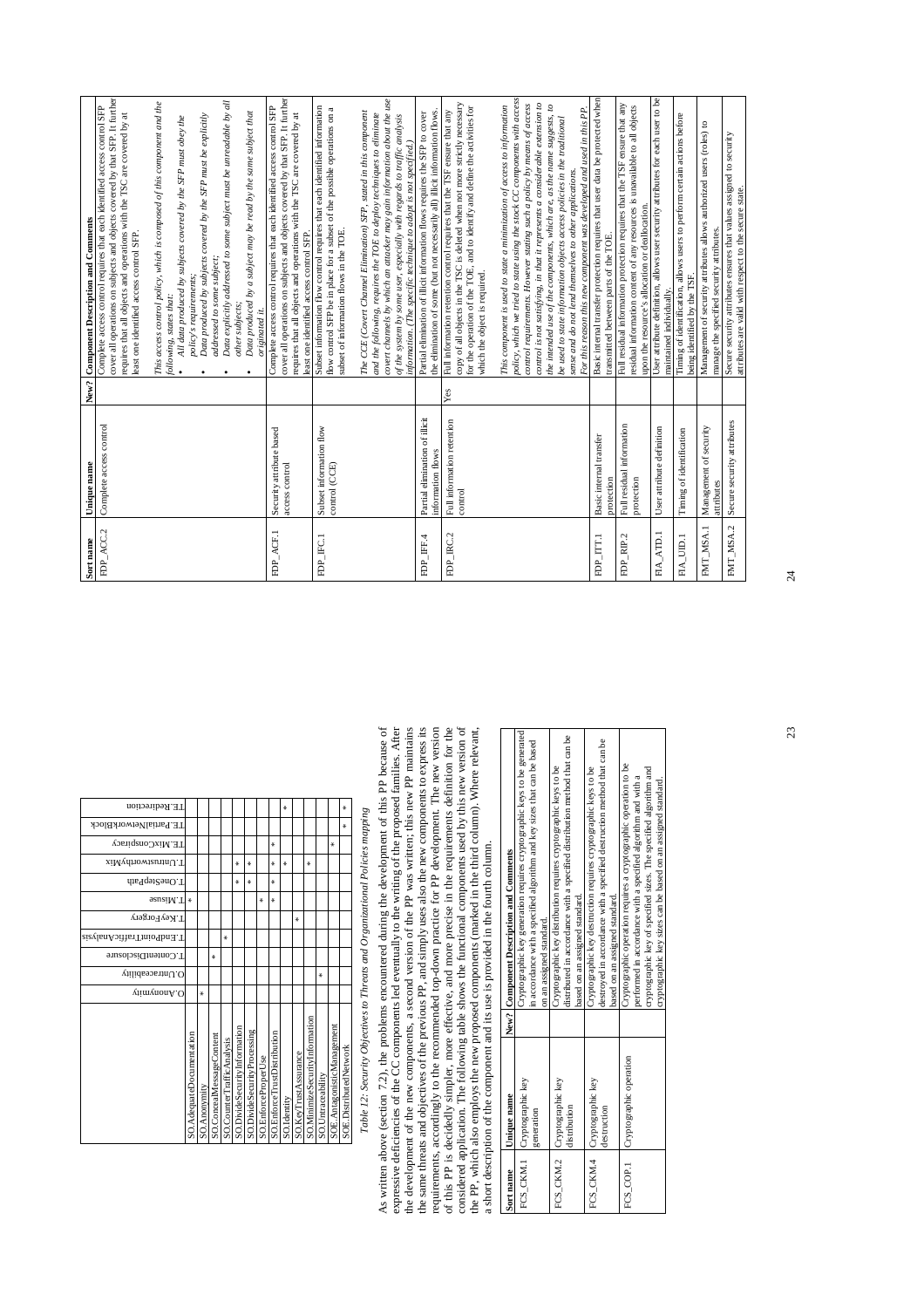| | O.Anonymity | O.Untraceability | T.ContentDisclosure | T.EndPointTrafficAnalysis | T.KeyForgery | T.Misuse | T.OneStepPath | T.UntrustworthyMix | TE.MixConspiracy | TE.PartialNetworkBlock | TE.Redirection |
|---|---|---|---|---|---|---|---|---|---|---|---|
| SO.AdequateDocumentation | | | | | | * | | | | | |
| SO.Anonymity | * | | | | | | | | | | |
| SO.ConcealMessageContent | | | * | | | | | | | | |
| SO.CounterTrafficAnalysis | | | | * | | | | | | | |
| SO.DivideSecurityInformation | | | | | | | * | * | | | |
| SO.DivideSecurityProcessing | | | | | | | * | * | | | |
| SO.EnforceProperUse | | | | | | * | | | | | |
| SO.EnforceTrustDistribution | | | | | | * | * | * | * | | |
| SO.Identity | | | | | | | * | * | | | * |
| SO.KeyTrustAssurance | | | | | * | | | | | | |
| SO.MinimizeSecurityInformation | | | | | | | | * | | | |
| SO.Untraceability | | * | | | | | | | | | |
| SOE.AntagonisticManagement | | | | | | | | | * | | |
| SOE.DistributedNetwork | | | | | | | | | | * | * |

*Table 12: Security Objectives to Threats and Organizational Policies mapping*

As written above (section 7.2), the problems encountered during the development of this PP because of expressive deficiencies of the CC components led eventually to the writing of the proposed families. After the development of the new components, a second version of the PP was written; this new PP maintains the same threats and objectives of the previous PP, and simply uses also the new components to express its requirements, accordingly to the recommended top-down practice for PP development. The new version of this PP is decidedly simpler, more effective, and more precise in the requirements definition for the considered application. The following table shows the functional components used by this new version of the PP, which also employs the new proposed components (marked in the third column). Where relevant, a short description of the component and its use is provided in the fourth column.

| Sort name | Unique name | New? | Component Description and Comments |
|---|---|---|---|
| FCS_CKM.1 | Cryptographic key generation | | Cryptographic key generation requires cryptographic keys to be generated in accordance with a specified algorithm and key sizes that can be based on an assigned standard. |
| FCS_CKM.2 | Cryptographic key distribution | | Cryptographic key distribution requires cryptographic keys to be distributed in accordance with a specified distribution method that can be based on an assigned standard. |
| FCS_CKM.4 | Cryptographic key destruction | | Cryptographic key destruction requires cryptographic keys to be destroyed in accordance with a specified destruction method that can be based on an assigned standard. |
| FCS_COP.1 | Cryptographic operation | | Cryptographic operation requires a cryptographic operation to be performed in accordance with a specified algorithm and with a cryptographic key of specified sizes. The specified algorithm and cryptographic key sizes can be based on an assigned standard. |
| FDP_ACC.2 | Complete access control | | Complete access control requires that each identified access control SFP cover all operations on subjects and objects covered by that SFP. It further requires that all objects and operations with the TSC are covered by at least one identified access control SFP.<br><br>*This access control policy, which is composed of this component and the following, states that:*<br>• *All data produced by subjects covered by the SFP must obey the policy's requirements;*<br>• *Data produced by subjects covered by the SFP must be explicitly addressed to some subject;*<br>• *Data explicitly addressed to some subject must be unreadable by all other subjects;*<br>• *Data produced by a subject may be read by the same subject that originated it.* |
| FDP_ACF.1 | Security attribute based access control | | Complete access control requires that each identified access control SFP cover all operations on subjects and objects covered by that SFP. It further requires that all objects and operations with the TSC are covered by at least one identified access control SFP. |
| FDP_IFC.1 | Subset information flow control (CCE) | | Subset information flow control requires that each identified information flow control SFP be in place for a subset of the possible operations on a subset of information flows in the TOE.<br><br>*The CCE (Covert Channel Elimination) SFP, stated in this component and the following, requires the TOE to deploy techniques to eliminate covert channels by which an attacker may gain information about the use of the system by some user, especially with regards to traffic analysis information. (The specific technique to adopt is not specified.)* |
| FDP_IFF.4 | Partial elimination of illicit information flows | | Partial elimination of illicit information flows requires the SFP to cover the elimination of some (but not necessarily all) illicit information flows. |
| FDP_IRC.2 | Full information retention control | Yes | Full information retention control requires that the TSF ensure that any copy of all objects in the TSC is deleted when not more strictly necessary for the operation of the TOE, and to identify and define the activities for which the object is required.<br><br>*This component is used to state a minimization of access to information policy, which we tried to state using the stock CC components with access control requirements. However stating such a policy by means of access control is not satisfying, in that it represents a considerable extension to the intended use of the components, which are, as the name suggests, to be used to state information objects access policies in the traditional sense and do not lend themselves to other applications.*<br>*For this reason this new component was developed and used in this PP.* |
| FDP_ITT.1 | Basic internal transfer protection | | Basic internal transfer protection requires that user data be protected when transmitted between parts of the TOE. |
| FDP_RIP.2 | Full residual information protection | | Full residual information protection requires that the TSF ensure that any residual information content of any resources is unavailable to all objects upon the resource's allocation or deallocation. |
| FIA_ATD.1 | User attribute definition | | User attribute definition, allows user security attributes for each user to be maintained individually. |
| FIA_UID.1 | Timing of identification | | Timing of identification, allows users to perform certain actions before being identified by the TSF. |
| FMT_MSA.1 | Management of security attributes | | Management of security attributes allows authorized users (roles) to manage the specified security attributes. |
| FMT_MSA.2 | Secure security attributes | | Secure security attributes ensures that values assigned to security attributes are valid with respect to the secure state. |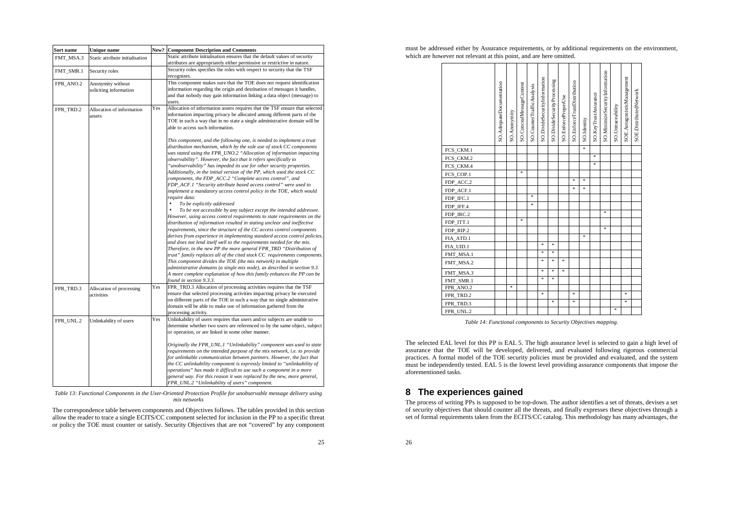| Sort name | Unique name | New? | Component Description and Comments |
|---|---|---|---|
| FMT_MSA.3 | Static attribute initialisation | | Static attribute initialisation ensures that the default values of security attributes are appropriately either permissive or restrictive in nature. |
| FMT_SMR.1 | Security roles | | Security roles specifies the roles with respect to security that the TSF recognizes. |
| FPR_ANO.2 | Anonymity without soliciting information | | This component makes sure that the TOE does not request identification information regarding the origin and destination of messages it handles, and that nobody may gain information linking a data object (message) to users. |
| FPR_TRD.2 | Allocation of information assets | Yes | Allocation of information assets requires that the TSF ensure that selected information impacting privacy be allocated among different parts of the TOE in such a way that in no state a single administrative domain will be able to access such information. <br><br> *This component, and the following one, is needed to implement a trust distribution mechanism, which by the sole use of stock CC components was stated using the FPR_UNO.2 "Allocation of information impacting observability". However, the fact that it refers specifically to "unobservability" has impeded its use for other security properties. Additionally, in the initial version of the PP, which used the stock CC components, the FDP_ACC.2 "Complete access control", and FDP_ACF.1 "Security attribute based access control" were used to implement a mandatory access control policy in the TOE, which would require data:* <br> • *To be explicitly addressed* <br> • *To be not accessible by any subject except the intended addressee.* <br> *However, using access control requirements to state requirements on the distribution of information resulted in stating unclear and ineffective requirements, since the structure of the CC access control components derives from experience in implementing standard access control policies, and does not lend itself well to the requirements needed for the mix. Therefore, in the new PP the more general FPR_TRD "Distribution of trust" family replaces all of the cited stock CC requirements components. This component divides the TOE (the mix network) in multiple administrative domains (a single mix node), as described in section 9.3. A more complete explanation of how this family enhances the PP can be found in section 9.3.3.* |
| FPR_TRD.3 | Allocation of processing activities | Yes | FPR_TRD.3 Allocation of processing activities requires that the TSF ensure that selected processing activities impacting privacy be executed on different parts of the TOE in such a way that no single administrative domain will be able to make use of information gathered from the processing activity. |
| FPR_UNL.2 | Unlinkability of users | Yes | Unlinkability of users requires that users and/or subjects are unable to determine whether two users are referenced to by the same object, subject or operation, or are linked in some other manner. <br><br> *Originally the FPR_UNL.1 "Unlinkability" component was used to state requirements on the intended purpose of the mix network, i.e. to provide for unlinkable communication between partners. However, the fact that the CC unlinkability component is expressly limited to "unlinkability of operations" has made it difficult to use such a component in a more general way. For this reason it was replaced by the new, more general, FPR_UNL.2 "Unlinkability of users" component.* |

*Table 13: Functional Components in the User-Oriented Protection Profile for unobservable message delivery using mix networks*

The correspondence table between components and Objectives follows. The tables provided in this section allow the reader to trace a single ECITS/CC component selected for inclusion in the PP to a specific threat or policy the TOE must counter or satisfy. Security Objectives that are not "covered" by any component must be addressed either by Assurance requirements, or by additional requirements on the environment, which are however not relevant at this point, and are here omitted.

| | SO.AdequateDocumentation | SO.Anonymity | SO.ConcealMessageContent | SO.CounterTrafficAnalysis | SO.DivideSecurityInformation | SO.DivideSecurityProcessing | SO.EnforceProperUse | SO.EnforceTrustDistribution | SO.Identity | SO.KeyTrustAssurance | SO.MinimizeSecurityInformation | SO.Untraceability | SOE.AntagonisticManagement | SOE.DistributedNetwork |
|---|---|---|---|---|---|---|---|---|---|---|---|---|---|---|
| FCS_CKM.1 | | | | | | | | | * | | | | | |
| FCS_CKM.2 | | | | | | | | | | * | | | | |
| FCS_CKM.4 | | | | | | | | | | * | | | | |
| FCS_COP.1 | | | * | | | | | | | | | | | |
| FDP_ACC.2 | | | | | | | | * | * | | | | | |
| FDP_ACF.1 | | | | | | | | * | * | | | | | |
| FDP_IFC.1 | | | | * | | | | | | | | | | |
| FDP_IFF.4 | | | | * | | | | | | | | | | |
| FDP_IRC.2 | | | | | | | | | | | * | | | |
| FDP_ITT.1 | | | * | | | | | | | | | | | |
| FDP_RIP.2 | | | | | | | | | | | * | | | |
| FIA_ATD.1 | | | | | | | | | * | | | | | |
| FIA_UID.1 | | | | | * | * | | | | | | | | |
| FMT_MSA.1 | | | | | * | * | | | | | | | | |
| FMT_MSA.2 | | | | | * | * | * | | | | | | | |
| FMT_MSA.3 | | | | | * | * | * | | | | | | | |
| FMT_SMR.1 | | | | | * | * | | | | | | | | |
| FPR_ANO.2 | | * | | | | | | | | | | | | |
| FPR_TRD.2 | | | | | * | | | * | | | | | * | |
| FPR_TRD.3 | | | | | | * | | * | | | | | * | |
| FPR_UNL.2 | | | | | | | | | | | | * | | |

*Table 14: Functional components to Security Objectives mapping.*

The selected EAL level for this PP is EAL 5. The high assurance level is selected to gain a high level of assurance that the TOE will be developed, delivered, and evaluated following rigorous commercial practices. A formal model of the TOE security policies must be provided and evaluated, and the system must be independently tested. EAL 5 is the lowest level providing assurance components that impose the aforementioned tasks.

# 8 The experiences gained

The process of writing PPs is supposed to be top-down. The author identifies a set of threats, devises a set of security objectives that should counter all the threats, and finally expresses these objectives through a set of formal requirements taken from the ECITS/CC catalog. This methodology has many advantages, the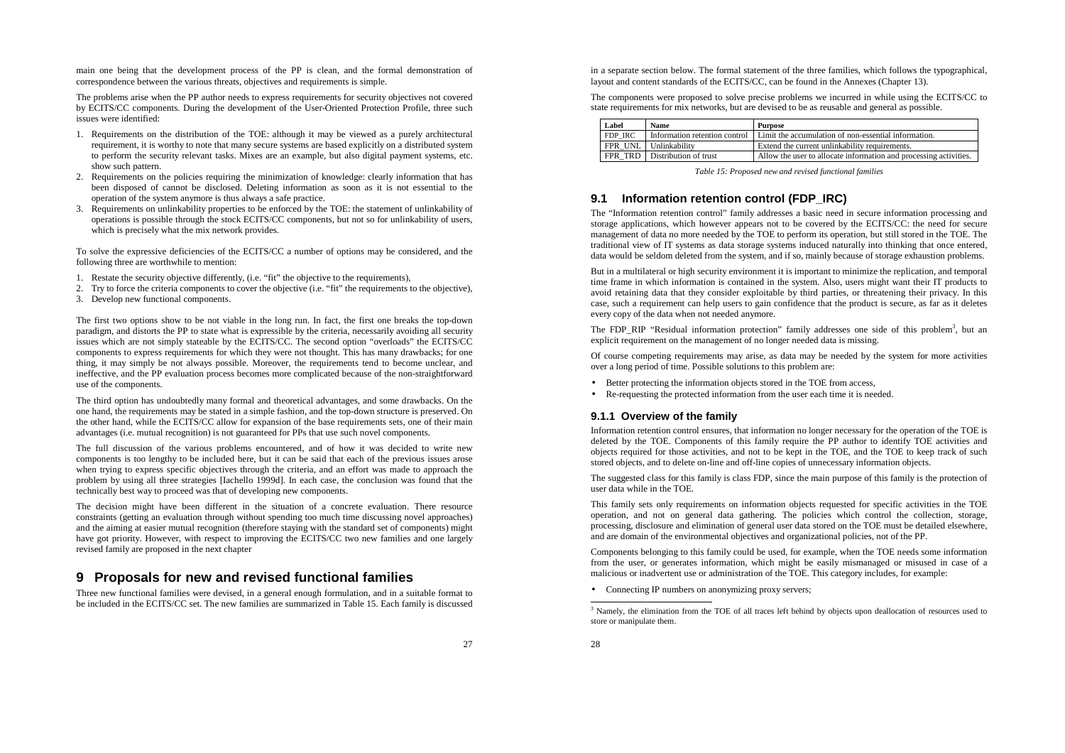main one being that the development process of the PP is clean, and the formal demonstration of correspondence between the various threats, objectives and requirements is simple.

The problems arise when the PP author needs to express requirements for security objectives not covered by ECITS/CC components. During the development of the User-Oriented Protection Profile, three such issues were identified:

1. Requirements on the distribution of the TOE: although it may be viewed as a purely architectural requirement, it is worthy to note that many secure systems are based explicitly on a distributed system to perform the security relevant tasks. Mixes are an example, but also digital payment systems, etc. show such pattern.
2. Requirements on the policies requiring the minimization of knowledge: clearly information that has been disposed of cannot be disclosed. Deleting information as soon as it is not essential to the operation of the system anymore is thus always a safe practice.
3. Requirements on unlinkability properties to be enforced by the TOE: the statement of unlinkability of operations is possible through the stock ECITS/CC components, but not so for unlinkability of users, which is precisely what the mix network provides.

To solve the expressive deficiencies of the ECITS/CC a number of options may be considered, and the following three are worthwhile to mention:

1. Restate the security objective differently, (i.e. "fit" the objective to the requirements),
2. Try to force the criteria components to cover the objective (i.e. "fit" the requirements to the objective),
3. Develop new functional components.

The first two options show to be not viable in the long run. In fact, the first one breaks the top-down paradigm, and distorts the PP to state what is expressible by the criteria, necessarily avoiding all security issues which are not simply stateable by the ECITS/CC. The second option "overloads" the ECITS/CC components to express requirements for which they were not thought. This has many drawbacks; for one thing, it may simply be not always possible. Moreover, the requirements tend to become unclear, and ineffective, and the PP evaluation process becomes more complicated because of the non-straightforward use of the components.

The third option has undoubtedly many formal and theoretical advantages, and some drawbacks. On the one hand, the requirements may be stated in a simple fashion, and the top-down structure is preserved. On the other hand, while the ECITS/CC allow for expansion of the base requirements sets, one of their main advantages (i.e. mutual recognition) is not guaranteed for PPs that use such novel components.

The full discussion of the various problems encountered, and of how it was decided to write new components is too lengthy to be included here, but it can be said that each of the previous issues arose when trying to express specific objectives through the criteria, and an effort was made to approach the problem by using all three strategies [Iachello 1999d]. In each case, the conclusion was found that the technically best way to proceed was that of developing new components.

The decision might have been different in the situation of a concrete evaluation. There resource constraints (getting an evaluation through without spending too much time discussing novel approaches) and the aiming at easier mutual recognition (therefore staying with the standard set of components) might have got priority. However, with respect to improving the ECITS/CC two new families and one largely revised family are proposed in the next chapter

# 9 Proposals for new and revised functional families

Three new functional families were devised, in a general enough formulation, and in a suitable format to be included in the ECITS/CC set. The new families are summarized in Table 15. Each family is discussed in a separate section below. The formal statement of the three families, which follows the typographical, layout and content standards of the ECITS/CC, can be found in the Annexes (Chapter 13).

The components were proposed to solve precise problems we incurred in while using the ECITS/CC to state requirements for mix networks, but are devised to be as reusable and general as possible.

| Label | Name | Purpose |
|---|---|---|
| FDP_IRC | Information retention control | Limit the accumulation of non-essential information. |
| FPR_UNL | Unlinkability | Extend the current unlinkability requirements. |
| FPR_TRD | Distribution of trust | Allow the user to allocate information and processing activities. |

*Table 15: Proposed new and revised functional families*

## 9.1 Information retention control (FDP_IRC)

The "Information retention control" family addresses a basic need in secure information processing and storage applications, which however appears not to be covered by the ECITS/CC: the need for secure management of data no more needed by the TOE to perform its operation, but still stored in the TOE. The traditional view of IT systems as data storage systems induced naturally into thinking that once entered, data would be seldom deleted from the system, and if so, mainly because of storage exhaustion problems.

But in a multilateral or high security environment it is important to minimize the replication, and temporal time frame in which information is contained in the system. Also, users might want their IT products to avoid retaining data that they consider exploitable by third parties, or threatening their privacy. In this case, such a requirement can help users to gain confidence that the product is secure, as far as it deletes every copy of the data when not needed anymore.

The FDP_RIP "Residual information protection" family addresses one side of this problem[3], but an explicit requirement on the management of no longer needed data is missing.

Of course competing requirements may arise, as data may be needed by the system for more activities over a long period of time. Possible solutions to this problem are:

- Better protecting the information objects stored in the TOE from access,
- Re-requesting the protected information from the user each time it is needed.

### 9.1.1 Overview of the family

Information retention control ensures, that information no longer necessary for the operation of the TOE is deleted by the TOE. Components of this family require the PP author to identify TOE activities and objects required for those activities, and not to be kept in the TOE, and the TOE to keep track of such stored objects, and to delete on-line and off-line copies of unnecessary information objects.

The suggested class for this family is class FDP, since the main purpose of this family is the protection of user data while in the TOE.

This family sets only requirements on information objects requested for specific activities in the TOE operation, and not on general data gathering. The policies which control the collection, storage, processing, disclosure and elimination of general user data stored on the TOE must be detailed elsewhere, and are domain of the environmental objectives and organizational policies, not of the PP.

Components belonging to this family could be used, for example, when the TOE needs some information from the user, or generates information, which might be easily mismanaged or misused in case of a malicious or inadvertent use or administration of the TOE. This category includes, for example:

- Connecting IP numbers on anonymizing proxy servers;

[3] Namely, the elimination from the TOE of all traces left behind by objects upon deallocation of resources used to store or manipulate them.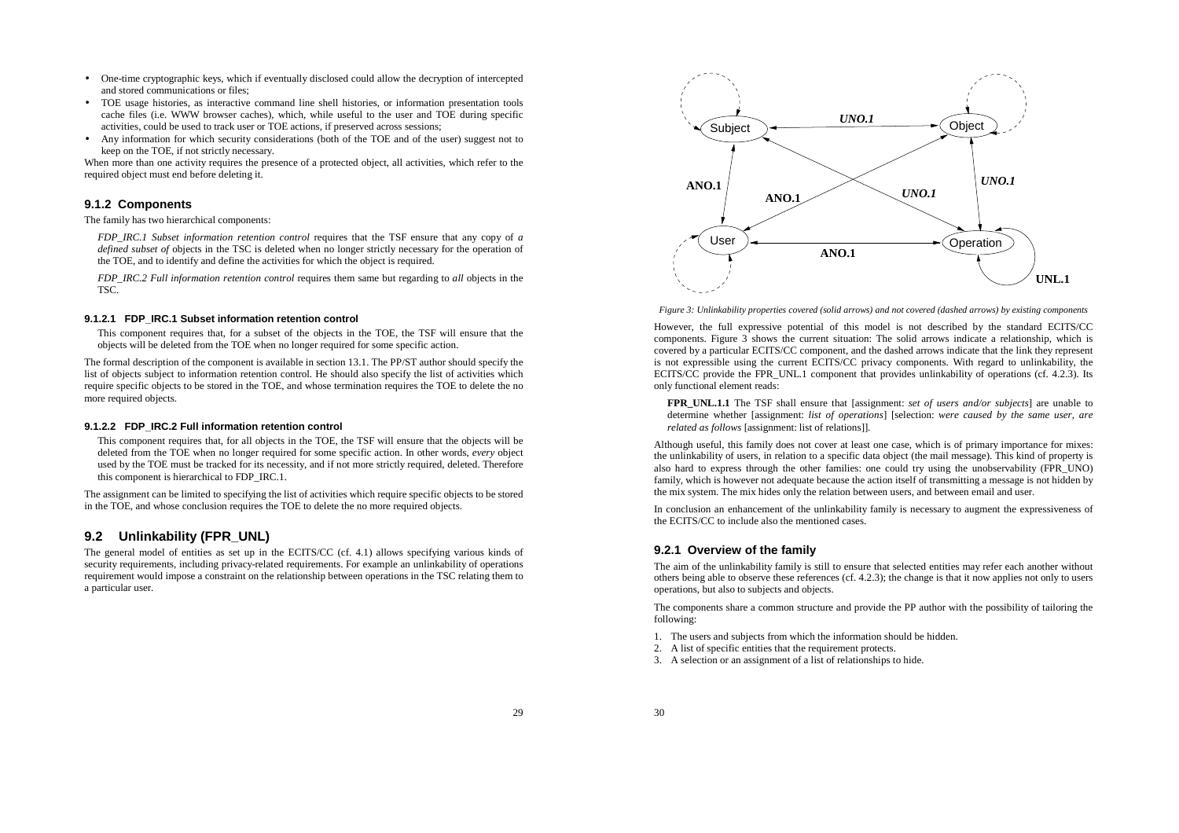- One-time cryptographic keys, which if eventually disclosed could allow the decryption of intercepted and stored communications or files;
- TOE usage histories, as interactive command line shell histories, or information presentation tools cache files (i.e. WWW browser caches), which, while useful to the user and TOE during specific activities, could be used to track user or TOE actions, if preserved across sessions;
- Any information for which security considerations (both of the TOE and of the user) suggest not to keep on the TOE, if not strictly necessary.

When more than one activity requires the presence of a protected object, all activities, which refer to the required object must end before deleting it.

### 9.1.2 Components

The family has two hierarchical components:

*FDP_IRC.1 Subset information retention control* requires that the TSF ensure that any copy of *a defined subset of* objects in the TSC is deleted when no longer strictly necessary for the operation of the TOE, and to identify and define the activities for which the object is required.

*FDP_IRC.2 Full information retention control* requires them same but regarding to *all* objects in the TSC.

#### 9.1.2.1 FDP_IRC.1 Subset information retention control

This component requires that, for a subset of the objects in the TOE, the TSF will ensure that the objects will be deleted from the TOE when no longer required for some specific action.

The formal description of the component is available in section 13.1. The PP/ST author should specify the list of objects subject to information retention control. He should also specify the list of activities which require specific objects to be stored in the TOE, and whose termination requires the TOE to delete the no more required objects.

#### 9.1.2.2 FDP_IRC.2 Full information retention control

This component requires that, for all objects in the TOE, the TSF will ensure that the objects will be deleted from the TOE when no longer required for some specific action. In other words, *every* object used by the TOE must be tracked for its necessity, and if not more strictly required, deleted. Therefore this component is hierarchical to FDP_IRC.1.

The assignment can be limited to specifying the list of activities which require specific objects to be stored in the TOE, and whose conclusion requires the TOE to delete the no more required objects.

## 9.2 Unlinkability (FPR_UNL)

The general model of entities as set up in the ECITS/CC (cf. 4.1) allows specifying various kinds of security requirements, including privacy-related requirements. For example an unlinkability of operations requirement would impose a constraint on the relationship between operations in the TSC relating them to a particular user.

*Figure 3: Unlinkability properties covered (solid arrows) and not covered (dashed arrows) by existing components*

However, the full expressive potential of this model is not described by the standard ECITS/CC components. Figure 3 shows the current situation: The solid arrows indicate a relationship, which is covered by a particular ECITS/CC component, and the dashed arrows indicate that the link they represent is not expressible using the current ECITS/CC privacy components. With regard to unlinkability, the ECITS/CC provide the FPR_UNL.1 component that provides unlinkability of operations (cf. 4.2.3). Its only functional element reads:

**FPR_UNL.1.1** The TSF shall ensure that [assignment: *set of users and/or subjects*] are unable to determine whether [assignment: *list of operations*] [selection: *were caused by the same user, are related as follows* [assignment: list of relations]].

Although useful, this family does not cover at least one case, which is of primary importance for mixes: the unlinkability of users, in relation to a specific data object (the mail message). This kind of property is also hard to express through the other families: one could try using the unobservability (FPR_UNO) family, which is however not adequate because the action itself of transmitting a message is not hidden by the mix system. The mix hides only the relation between users, and between email and user.

In conclusion an enhancement of the unlinkability family is necessary to augment the expressiveness of the ECITS/CC to include also the mentioned cases.

### 9.2.1 Overview of the family

The aim of the unlinkability family is still to ensure that selected entities may refer each another without others being able to observe these references (cf. 4.2.3); the change is that it now applies not only to users operations, but also to subjects and objects.

The components share a common structure and provide the PP author with the possibility of tailoring the following:

1. The users and subjects from which the information should be hidden.
2. A list of specific entities that the requirement protects.
3. A selection or an assignment of a list of relationships to hide.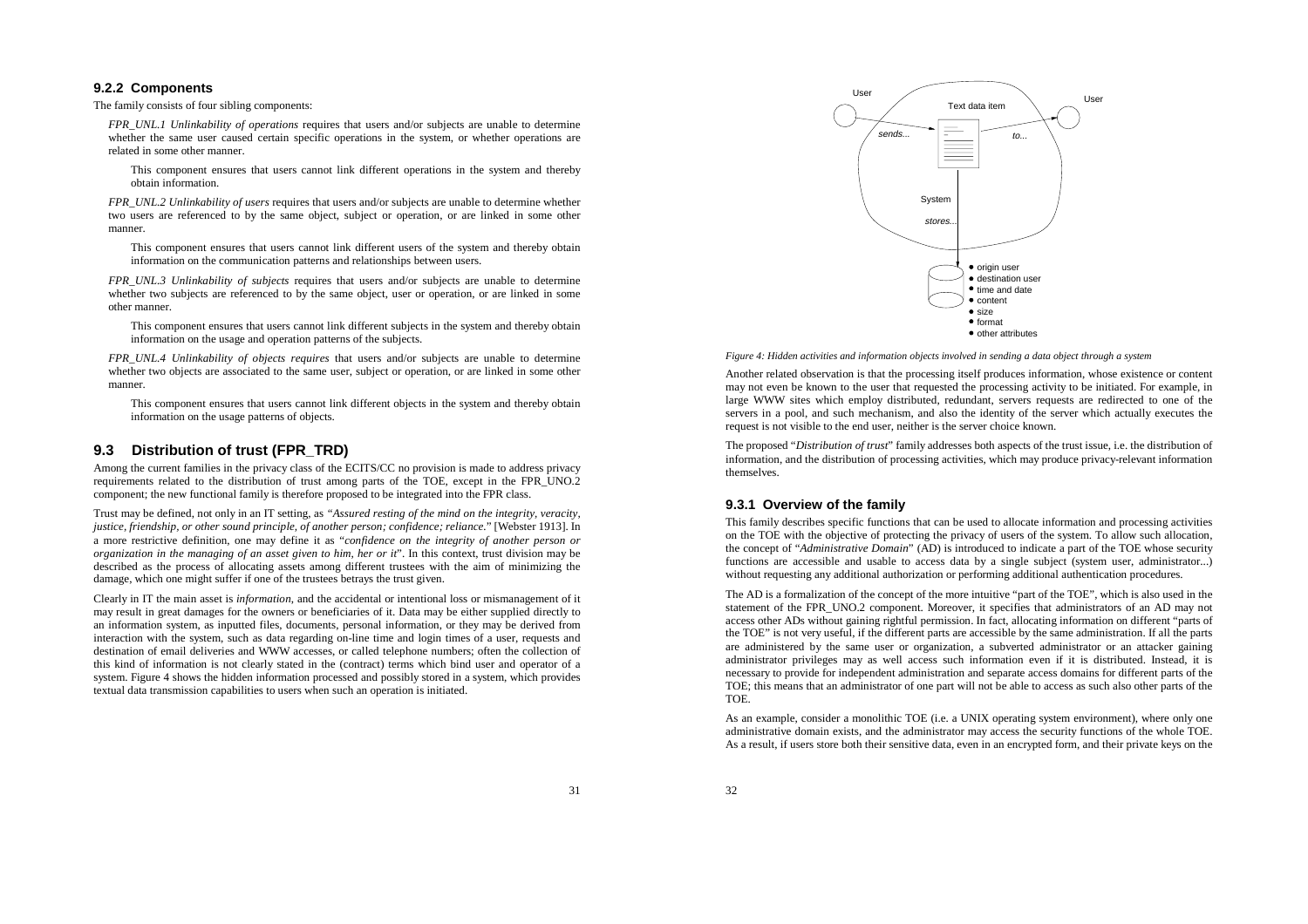### 9.2.2 Components

The family consists of four sibling components:

*FPR_UNL.1 Unlinkability of operations* requires that users and/or subjects are unable to determine whether the same user caused certain specific operations in the system, or whether operations are related in some other manner.

This component ensures that users cannot link different operations in the system and thereby obtain information.

*FPR_UNL.2 Unlinkability of users* requires that users and/or subjects are unable to determine whether two users are referenced to by the same object, subject or operation, or are linked in some other manner.

This component ensures that users cannot link different users of the system and thereby obtain information on the communication patterns and relationships between users.

*FPR_UNL.3 Unlinkability of subjects* requires that users and/or subjects are unable to determine whether two subjects are referenced to by the same object, user or operation, or are linked in some other manner.

This component ensures that users cannot link different subjects in the system and thereby obtain information on the usage and operation patterns of the subjects.

*FPR_UNL.4 Unlinkability of objects requires* that users and/or subjects are unable to determine whether two objects are associated to the same user, subject or operation, or are linked in some other manner.

This component ensures that users cannot link different objects in the system and thereby obtain information on the usage patterns of objects.

## 9.3 Distribution of trust (FPR_TRD)

Among the current families in the privacy class of the ECITS/CC no provision is made to address privacy requirements related to the distribution of trust among parts of the TOE, except in the FPR_UNO.2 component; the new functional family is therefore proposed to be integrated into the FPR class.

Trust may be defined, not only in an IT setting, as *"Assured resting of the mind on the integrity, veracity, justice, friendship, or other sound principle, of another person; confidence; reliance."* [Webster 1913]. In a more restrictive definition, one may define it as "*confidence on the integrity of another person or organization in the managing of an asset given to him, her or it*". In this context, trust division may be described as the process of allocating assets among different trustees with the aim of minimizing the damage, which one might suffer if one of the trustees betrays the trust given.

Clearly in IT the main asset is *information*, and the accidental or intentional loss or mismanagement of it may result in great damages for the owners or beneficiaries of it. Data may be either supplied directly to an information system, as inputted files, documents, personal information, or they may be derived from interaction with the system, such as data regarding on-line time and login times of a user, requests and destination of email deliveries and WWW accesses, or called telephone numbers; often the collection of this kind of information is not clearly stated in the (contract) terms which bind user and operator of a system. Figure 4 shows the hidden information processed and possibly stored in a system, which provides textual data transmission capabilities to users when such an operation is initiated.

User — *sends...* — Text data item — *to...* — User

System — *stores...*

- origin user
- destination user
- time and date
- content
- size
- format
- other attributes

*Figure 4: Hidden activities and information objects involved in sending a data object through a system*

Another related observation is that the processing itself produces information, whose existence or content may not even be known to the user that requested the processing activity to be initiated. For example, in large WWW sites which employ distributed, redundant, servers requests are redirected to one of the servers in a pool, and such mechanism, and also the identity of the server which actually executes the request is not visible to the end user, neither is the server choice known.

The proposed "*Distribution of trust*" family addresses both aspects of the trust issue, i.e. the distribution of information, and the distribution of processing activities, which may produce privacy-relevant information themselves.

### 9.3.1 Overview of the family

This family describes specific functions that can be used to allocate information and processing activities on the TOE with the objective of protecting the privacy of users of the system. To allow such allocation, the concept of "*Administrative Domain*" (AD) is introduced to indicate a part of the TOE whose security functions are accessible and usable to access data by a single subject (system user, administrator...) without requesting any additional authorization or performing additional authentication procedures.

The AD is a formalization of the concept of the more intuitive "part of the TOE", which is also used in the statement of the FPR_UNO.2 component. Moreover, it specifies that administrators of an AD may not access other ADs without gaining rightful permission. In fact, allocating information on different "parts of the TOE" is not very useful, if the different parts are accessible by the same administration. If all the parts are administered by the same user or organization, a subverted administrator or an attacker gaining administrator privileges may as well access such information even if it is distributed. Instead, it is necessary to provide for independent administration and separate access domains for different parts of the TOE; this means that an administrator of one part will not be able to access as such also other parts of the TOE.

As an example, consider a monolithic TOE (i.e. a UNIX operating system environment), where only one administrative domain exists, and the administrator may access the security functions of the whole TOE. As a result, if users store both their sensitive data, even in an encrypted form, and their private keys on the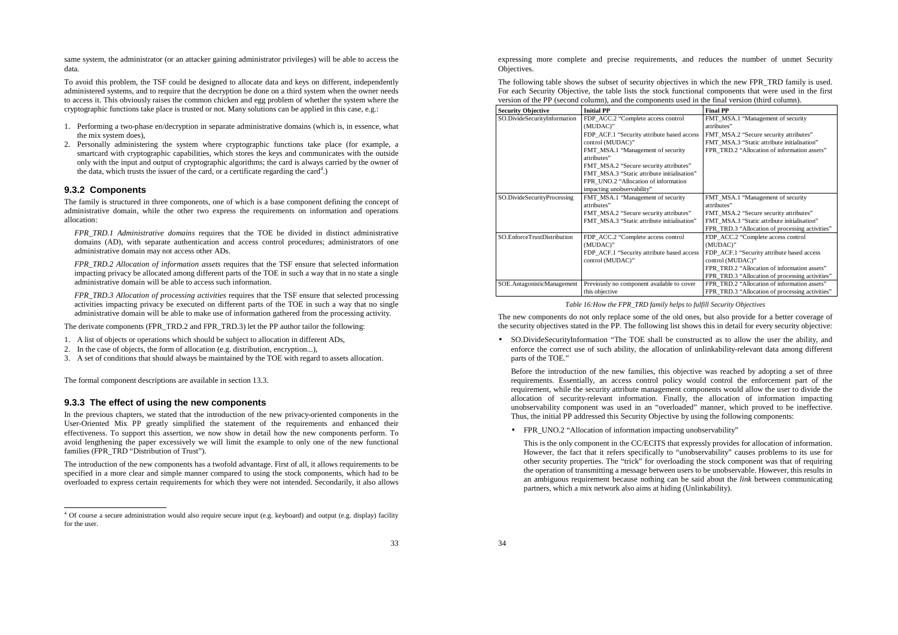same system, the administrator (or an attacker gaining administrator privileges) will be able to access the data.

To avoid this problem, the TSF could be designed to allocate data and keys on different, independently administered systems, and to require that the decryption be done on a third system when the owner needs to access it. This obviously raises the common chicken and egg problem of whether the system where the cryptographic functions take place is trusted or not. Many solutions can be applied in this case, e.g.:

1. Performing a two-phase en/decryption in separate administrative domains (which is, in essence, what the mix system does),
2. Personally administering the system where cryptographic functions take place (for example, a smartcard with cryptographic capabilities, which stores the keys and communicates with the outside only with the input and output of cryptographic algorithms; the card is always carried by the owner of the data, which trusts the issuer of the card, or a certificate regarding the card[4].)

### 9.3.2 Components

The family is structured in three components, one of which is a base component defining the concept of administrative domain, while the other two express the requirements on information and operations allocation:

*FPR_TRD.1 Administrative domains* requires that the TOE be divided in distinct administrative domains (AD), with separate authentication and access control procedures; administrators of one administrative domain may not access other ADs.

*FPR_TRD.2 Allocation of information assets* requires that the TSF ensure that selected information impacting privacy be allocated among different parts of the TOE in such a way that in no state a single administrative domain will be able to access such information.

*FPR_TRD.3 Allocation of processing activities* requires that the TSF ensure that selected processing activities impacting privacy be executed on different parts of the TOE in such a way that no single administrative domain will be able to make use of information gathered from the processing activity.

The derivate components (FPR_TRD.2 and FPR_TRD.3) let the PP author tailor the following:

1. A list of objects or operations which should be subject to allocation in different ADs,
2. In the case of objects, the form of allocation (e.g. distribution, encryption...),
3. A set of conditions that should always be maintained by the TOE with regard to assets allocation.

The formal component descriptions are available in section 13.3.

### 9.3.3 The effect of using the new components

In the previous chapters, we stated that the introduction of the new privacy-oriented components in the User-Oriented Mix PP greatly simplified the statement of the requirements and enhanced their effectiveness. To support this assertion, we now show in detail how the new components perform. To avoid lengthening the paper excessively we will limit the example to only one of the new functional families (FPR_TRD "Distribution of Trust").

The introduction of the new components has a twofold advantage. First of all, it allows requirements to be specified in a more clear and simple manner compared to using the stock components, which had to be overloaded to express certain requirements for which they were not intended. Secondarily, it also allows expressing more complete and precise requirements, and reduces the number of unmet Security Objectives.

[4] Of course a secure administration would also require secure input (e.g. keyboard) and output (e.g. display) facility for the user.

The following table shows the subset of security objectives in which the new FPR_TRD family is used. For each Security Objective, the table lists the stock functional components that were used in the first version of the PP (second column), and the components used in the final version (third column).

| Security Objective | Initial PP | Final PP |
|---|---|---|
| SO.DivideSecurityInformation | FDP_ACC.2 "Complete access control (MUDAC)"<br>FDP_ACF.1 "Security attribute based access control (MUDAC)"<br>FMT_MSA.1 "Management of security attributes"<br>FMT_MSA.2 "Secure security attributes"<br>FMT_MSA.3 "Static attribute initialisation"<br>FPR_UNO.2 "Allocation of information impacting unobservability" | FMT_MSA.1 "Management of security attributes"<br>FMT_MSA.2 "Secure security attributes"<br>FMT_MSA.3 "Static attribute initialisation"<br>FPR_TRD.2 "Allocation of information assets" |
| SO.DivideSecurityProcessing | FMT_MSA.1 "Management of security attributes"<br>FMT_MSA.2 "Secure security attributes"<br>FMT_MSA.3 "Static attribute initialisation" | FMT_MSA.1 "Management of security attributes"<br>FMT_MSA.2 "Secure security attributes"<br>FMT_MSA.3 "Static attribute initialisation"<br>FPR_TRD.3 "Allocation of processing activities" |
| SO.EnforceTrustDistribution | FDP_ACC.2 "Complete access control (MUDAC)"<br>FDP_ACF.1 "Security attribute based access control (MUDAC)" | FDP_ACC.2 "Complete access control (MUDAC)"<br>FDP_ACF.1 "Security attribute based access control (MUDAC)"<br>FPR_TRD.2 "Allocation of information assets"<br>FPR_TRD.3 "Allocation of processing activities" |
| SOE.AntagonisticManagement | Previously no component available to cover this objective | FPR_TRD.2 "Allocation of information assets"<br>FPR_TRD.3 "Allocation of processing activities" |

*Table 16:How the FPR_TRD family helps to fulfill Security Objectives*

The new components do not only replace some of the old ones, but also provide for a better coverage of the security objectives stated in the PP. The following list shows this in detail for every security objective:

- SO.DivideSecurityInformation "The TOE shall be constructed as to allow the user the ability, and enforce the correct use of such ability, the allocation of unlinkability-relevant data among different parts of the TOE."

  Before the introduction of the new families, this objective was reached by adopting a set of three requirements. Essentially, an access control policy would control the enforcement part of the requirement, while the security attribute management components would allow the user to divide the allocation of security-relevant information. Finally, the allocation of information impacting unobservability component was used in an "overloaded" manner, which proved to be ineffective. Thus, the initial PP addressed this Security Objective by using the following components:

  - FPR_UNO.2 "Allocation of information impacting unobservability"

    This is the only component in the CC/ECITS that expressly provides for allocation of information. However, the fact that it refers specifically to "unobservability" causes problems to its use for other security properties. The "trick" for overloading the stock component was that of requiring the operation of transmitting a message between users to be unobservable. However, this results in an ambiguous requirement because nothing can be said about the *link* between communicating partners, which a mix network also aims at hiding (Unlinkability).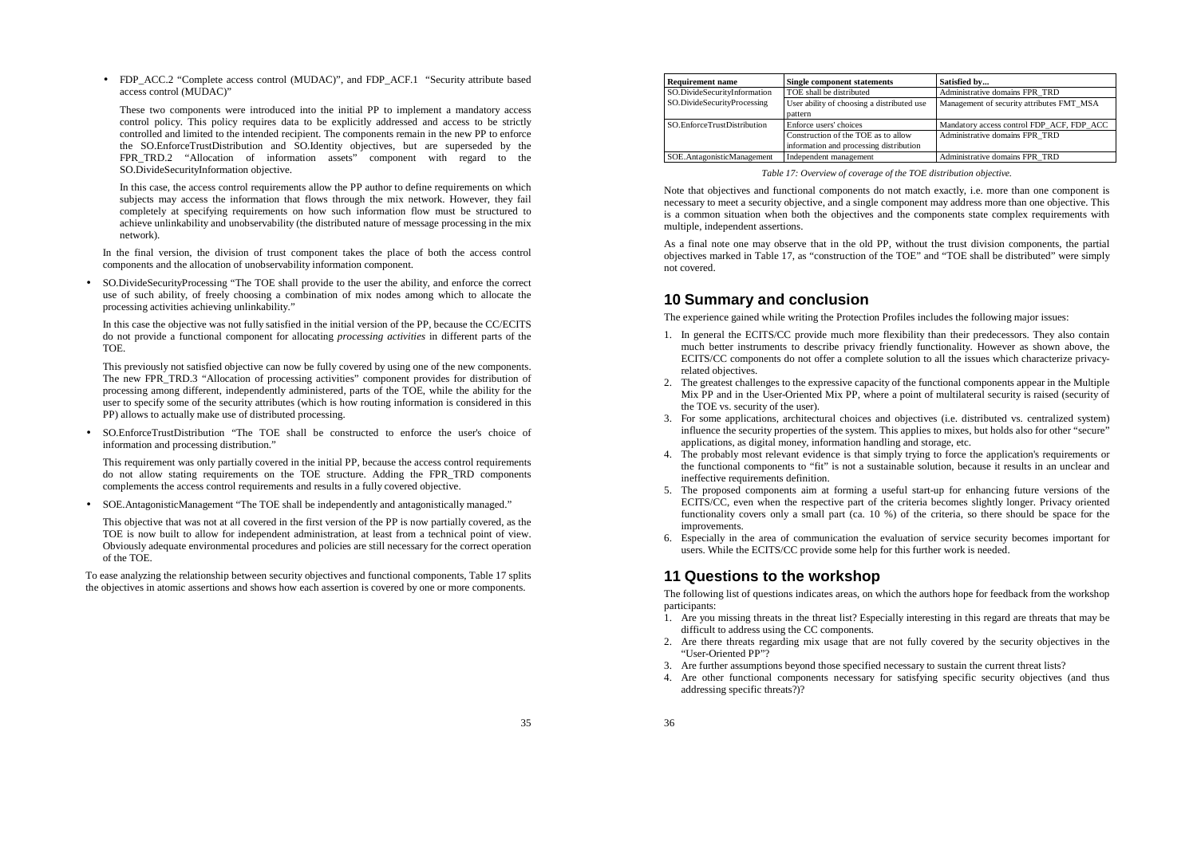- FDP_ACC.2 "Complete access control (MUDAC)", and FDP_ACF.1 "Security attribute based access control (MUDAC)"

  These two components were introduced into the initial PP to implement a mandatory access control policy. This policy requires data to be explicitly addressed and access to be strictly controlled and limited to the intended recipient. The components remain in the new PP to enforce the SO.EnforceTrustDistribution and SO.Identity objectives, but are superseded by the FPR_TRD.2 "Allocation of information assets" component with regard to the SO.DivideSecurityInformation objective.

  In this case, the access control requirements allow the PP author to define requirements on which subjects may access the information that flows through the mix network. However, they fail completely at specifying requirements on how such information flow must be structured to achieve unlinkability and unobservability (the distributed nature of message processing in the mix network).

  In the final version, the division of trust component takes the place of both the access control components and the allocation of unobservability information component.

- SO.DivideSecurityProcessing "The TOE shall provide to the user the ability, and enforce the correct use of such ability, of freely choosing a combination of mix nodes among which to allocate the processing activities achieving unlinkability."

  In this case the objective was not fully satisfied in the initial version of the PP, because the CC/ECITS do not provide a functional component for allocating *processing activities* in different parts of the TOE.

  This previously not satisfied objective can now be fully covered by using one of the new components. The new FPR_TRD.3 "Allocation of processing activities" component provides for distribution of processing among different, independently administered, parts of the TOE, while the ability for the user to specify some of the security attributes (which is how routing information is considered in this PP) allows to actually make use of distributed processing.

- SO.EnforceTrustDistribution "The TOE shall be constructed to enforce the user's choice of information and processing distribution."

  This requirement was only partially covered in the initial PP, because the access control requirements do not allow stating requirements on the TOE structure. Adding the FPR_TRD components complements the access control requirements and results in a fully covered objective.

- SOE.AntagonisticManagement "The TOE shall be independently and antagonistically managed."

  This objective that was not at all covered in the first version of the PP is now partially covered, as the TOE is now built to allow for independent administration, at least from a technical point of view. Obviously adequate environmental procedures and policies are still necessary for the correct operation of the TOE.

To ease analyzing the relationship between security objectives and functional components, Table 17 splits the objectives in atomic assertions and shows how each assertion is covered by one or more components.

| Requirement name | Single component statements | Satisfied by... |
|---|---|---|
| SO.DivideSecurityInformation | TOE shall be distributed | Administrative domains FPR_TRD |
| SO.DivideSecurityProcessing | User ability of choosing a distributed use pattern | Management of security attributes FMT_MSA |
| SO.EnforceTrustDistribution | Enforce users' choices | Mandatory access control FDP_ACF, FDP_ACC |
| | Construction of the TOE as to allow information and processing distribution | Administrative domains FPR_TRD |
| SOE.AntagonisticManagement | Independent management | Administrative domains FPR_TRD |

*Table 17: Overview of coverage of the TOE distribution objective.*

Note that objectives and functional components do not match exactly, i.e. more than one component is necessary to meet a security objective, and a single component may address more than one objective. This is a common situation when both the objectives and the components state complex requirements with multiple, independent assertions.

As a final note one may observe that in the old PP, without the trust division components, the partial objectives marked in Table 17, as "construction of the TOE" and "TOE shall be distributed" were simply not covered.

## 10 Summary and conclusion

The experience gained while writing the Protection Profiles includes the following major issues:

1. In general the ECITS/CC provide much more flexibility than their predecessors. They also contain much better instruments to describe privacy friendly functionality. However as shown above, the ECITS/CC components do not offer a complete solution to all the issues which characterize privacy-related objectives.
2. The greatest challenges to the expressive capacity of the functional components appear in the Multiple Mix PP and in the User-Oriented Mix PP, where a point of multilateral security is raised (security of the TOE vs. security of the user).
3. For some applications, architectural choices and objectives (i.e. distributed vs. centralized system) influence the security properties of the system. This applies to mixes, but holds also for other "secure" applications, as digital money, information handling and storage, etc.
4. The probably most relevant evidence is that simply trying to force the application's requirements or the functional components to "fit" is not a sustainable solution, because it results in an unclear and ineffective requirements definition.
5. The proposed components aim at forming a useful start-up for enhancing future versions of the ECITS/CC, even when the respective part of the criteria becomes slightly longer. Privacy oriented functionality covers only a small part (ca. 10 %) of the criteria, so there should be space for the improvements.
6. Especially in the area of communication the evaluation of service security becomes important for users. While the ECITS/CC provide some help for this further work is needed.

## 11 Questions to the workshop

The following list of questions indicates areas, on which the authors hope for feedback from the workshop participants:

1. Are you missing threats in the threat list? Especially interesting in this regard are threats that may be difficult to address using the CC components.
2. Are there threats regarding mix usage that are not fully covered by the security objectives in the "User-Oriented PP"?
3. Are further assumptions beyond those specified necessary to sustain the current threat lists?
4. Are other functional components necessary for satisfying specific security objectives (and thus addressing specific threats?)?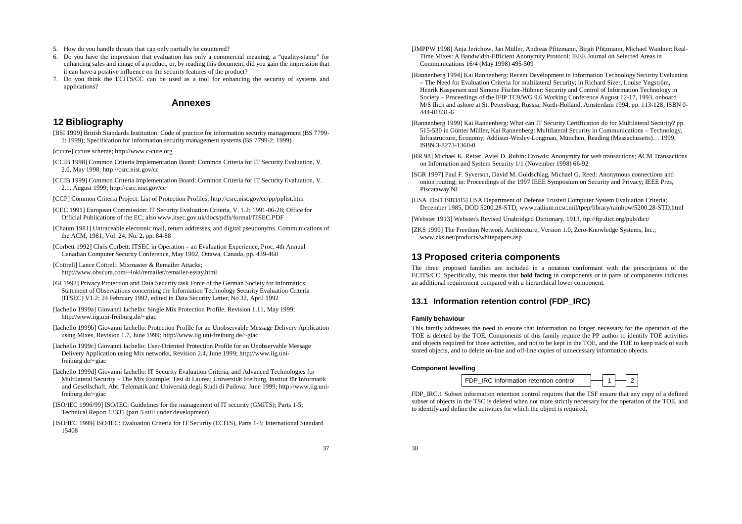5. How do you handle threats that can only partially be countered?
6. Do you have the impression that evaluation has only a commercial meaning, a “quality-stamp” for enhancing sales and image of a product, or, by reading this document, did you gain the impression that it can have a positive influence on the security features of the product?
7. Do you think the ECITS/CC can be used as a tool for enhancing the security of systems and applications?

# Annexes

## 12 Bibliography

[BSI 1999] British Standards Institution: Code of practice for information security management (BS 7799-1: 1999); Specification for information security management systems (BS 7799-2: 1999)

[c:cure] c:cure scheme; http://www.c-cure.org

[CCIB 1998] Common Criteria Implementation Board: Common Criteria for IT Security Evaluation, V. 2.0, May 1998; http://csrc.nist.gov/cc

[CCIB 1999] Common Criteria Implementation Board: Common Criteria for IT Security Evaluation, V. 2.1, August 1999; http://csrc.nist.gov/cc

[CCP] Common Criteria Project: List of Protection Profiles; http://csrc.nist.gov/cc/pp/pplist.htm

[CEC 1991] European Commission: IT Security Evaluation Criteria, V. 1.2; 1991-06-28; Office for Official Publications of the EC; also www.itsec.gov.uk/docs/pdfs/formal/ITSEC.PDF

[Chaum 1981] Untraceable electronic mail, return addresses, and digital pseudonyms. Communications of the ACM, 1981, Vol. 24, No. 2, pp. 84-88

[Corbett 1992] Chris Corbett: ITSEC in Operation – an Evaluation Experience, Proc. 4th Annual Canadian Computer Security Conference, May 1992, Ottawa, Canada, pp. 439-460

[Cottrell] Lance Cottrell: Mixmaster & Remailer Attacks; http://www.obscura.com/~loki/remailer/remailer-essay.html

[GI 1992] Privacy Protection and Data Security task Force of the German Society for Informatics: Statement of Observations concerning the Information Technology Security Evaluation Criteria (ITSEC) V1.2; 24 February 1992, edited in Data Security Letter, No 32, April 1992

[Iachello 1999a] Giovanni Iachello: Single Mix Protection Profile, Revision 1.11, May 1999; http://www.iig.uni-freiburg.de/~giac

[Iachello 1999b] Giovanni Iachello: Protection Profile for an Unobservable Message Delivery Application using Mixes, Revision 1.7, June 1999; http://www.iig.uni-freiburg.de/~giac

[Iachello 1999c] Giovanni Iachello: User-Oriented Protection Profile for an Unobservable Message Delivery Application using Mix networks, Revision 2.4, June 1999; http://www.iig.uni-freiburg.de/~giac

[Iachello 1999d] Giovanni Iachello: IT Security Evaluation Criteria, and Advanced Technologies for Multilateral Security – The Mix Example; Tesi di Laurea; Universität Freiburg, Institut für Informatik und Gesellschaft, Abt. Telematik and Università degli Studi di Padova; June 1999; http://www.iig.uni-freiburg.de/~giac

[ISO/IEC 1996/99] ISO/IEC: Guidelines for the management of IT security (GMITS); Parts 1-5; Technical Report 13335 (part 5 still under development)

[ISO/IEC 1999] ISO/IEC: Evaluation Criteria for IT Security (ECITS), Parts 1-3; International Standard 15408

[JMPPW 1998] Anja Jerichow, Jan Müller, Andreas Pfitzmann, Birgit Pfitzmann, Michael Waidner: Real-Time Mixes: A Bandwidth-Efficient Anonymity Protocol; IEEE Journal on Selected Areas in Communications 16/4 (May 1998) 495-509

[Rannenberg 1994] Kai Rannenberg: Recent Development in Information Technology Security Evaluation – The Need for Evaluation Criteria for multilateral Security; in Richard Sizer, Louise Yngström, Henrik Kaspersen und Simone Fischer-Hübner: Security and Control of Information Technology in Society – Proceedings of the IFIP TC9/WG 9.6 Working Conference August 12-17, 1993, onboard M/S Ilich and ashore at St. Petersburg, Russia; North-Holland, Amsterdam 1994, pp. 113-128; ISBN 0-444-81831-6

[Rannenberg 1999] Kai Rannenberg: What can IT Security Certification do for Multilateral Security? pp. 515-530 in Günter Müller, Kai Rannenberg: Multilateral Security in Communications – Technology, Infrastructure, Economy; Addison-Wesley-Longman, München, Reading (Massachusetts)… 1999; ISBN 3-8273-1360-0

[RR 98] Michael K. Reiter, Aviel D. Rubin: Crowds: Anonymity for web transactions; ACM Transactions on Information and System Security 1/1 (November 1998) 66-92

[SGR 1997] Paul F. Syverson, David M. Goldschlag, Michael G. Reed: Anonymous connections and onion routing; in: Proceedings of the 1997 IEEE Symposium on Security and Privacy; IEEE Pres, Piscataway NJ

[USA_DoD 1983/85] USA Department of Defense Trusted Computer System Evaluation Criteria; December 1985, DOD 5200.28-STD; www.radium.ncsc.mil/tpep/library/rainbow/5200.28-STD.html

[Webster 1913] Webster's Revised Unabridged Dictionary, 1913, ftp://ftp.dict.org/pub/dict/

[ZKS 1999] The Freedom Network Architecture, Version 1.0, Zero-Knowledge Systems, Inc.; www.zks.net/products/whitepapers.asp

## 13 Proposed criteria components

The three proposed families are included in a notation conformant with the prescriptions of the ECITS/CC. Specifically, this means that **bold facing** in components or in parts of components indicates an additional requirement compared with a hierarchical lower component.

### 13.1 Information retention control (FDP_IRC)

#### Family behaviour

This family addresses the need to ensure that information no longer necessary for the operation of the TOE is deleted by the TOE. Components of this family require the PP author to identify TOE activities and objects required for those activities, and not to be kept in the TOE, and the TOE to keep track of such stored objects, and to delete on-line and off-line copies of unnecessary information objects.

#### Component levelling

FDP_IRC Information retention control — 1 — 2

FDP_IRC.1 Subset information retention control requires that the TSF ensure that any copy of a defined subset of objects in the TSC is deleted when not more strictly necessary for the operation of the TOE, and to identify and define the activities for which the object is required.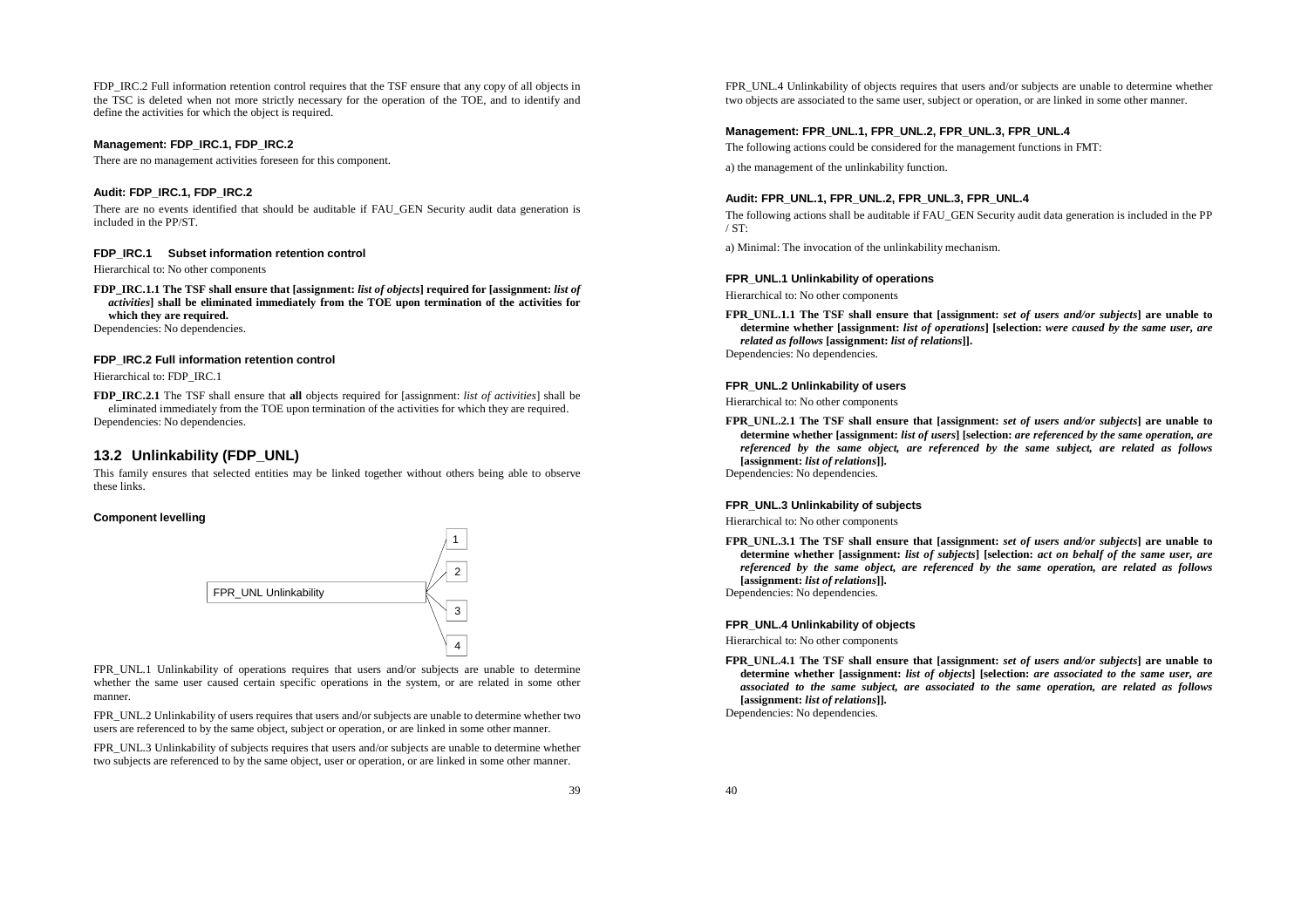FDP_IRC.2 Full information retention control requires that the TSF ensure that any copy of all objects in the TSC is deleted when not more strictly necessary for the operation of the TOE, and to identify and define the activities for which the object is required.

#### Management: FDP_IRC.1, FDP_IRC.2

There are no management activities foreseen for this component.

#### Audit: FDP_IRC.1, FDP_IRC.2

There are no events identified that should be auditable if FAU_GEN Security audit data generation is included in the PP/ST.

#### FDP_IRC.1 Subset information retention control

Hierarchical to: No other components

**FDP_IRC.1.1 The TSF shall ensure that [assignment: *list of objects*] required for [assignment: *list of activities*] shall be eliminated immediately from the TOE upon termination of the activities for which they are required.**

Dependencies: No dependencies.

#### FDP_IRC.2 Full information retention control

Hierarchical to: FDP_IRC.1

**FDP_IRC.2.1** The TSF shall ensure that **all** objects required for [assignment: *list of activities*] shall be eliminated immediately from the TOE upon termination of the activities for which they are required.

Dependencies: No dependencies.

## 13.2 Unlinkability (FDP_UNL)

This family ensures that selected entities may be linked together without others being able to observe these links.

#### Component levelling

FPR_UNL Unlinkability — 1, 2, 3, 4

FPR_UNL.1 Unlinkability of operations requires that users and/or subjects are unable to determine whether the same user caused certain specific operations in the system, or are related in some other manner.

FPR_UNL.2 Unlinkability of users requires that users and/or subjects are unable to determine whether two users are referenced to by the same object, subject or operation, or are linked in some other manner.

FPR_UNL.3 Unlinkability of subjects requires that users and/or subjects are unable to determine whether two subjects are referenced to by the same object, user or operation, or are linked in some other manner.

FPR_UNL.4 Unlinkability of objects requires that users and/or subjects are unable to determine whether two objects are associated to the same user, subject or operation, or are linked in some other manner.

#### Management: FPR_UNL.1, FPR_UNL.2, FPR_UNL.3, FPR_UNL.4

The following actions could be considered for the management functions in FMT:

a) the management of the unlinkability function.

#### Audit: FPR_UNL.1, FPR_UNL.2, FPR_UNL.3, FPR_UNL.4

The following actions shall be auditable if FAU_GEN Security audit data generation is included in the PP / ST:

a) Minimal: The invocation of the unlinkability mechanism.

#### FPR_UNL.1 Unlinkability of operations

Hierarchical to: No other components

**FPR_UNL.1.1 The TSF shall ensure that [assignment: *set of users and/or subjects*] are unable to determine whether [assignment: *list of operations*] [selection: *were caused by the same user, are related as follows* [assignment: *list of relations*]].**

Dependencies: No dependencies.

#### FPR_UNL.2 Unlinkability of users

Hierarchical to: No other components

**FPR_UNL.2.1 The TSF shall ensure that [assignment: *set of users and/or subjects*] are unable to determine whether [assignment: *list of users*] [selection: *are referenced by the same operation, are referenced by the same object, are referenced by the same subject, are related as follows* [assignment: *list of relations*]].**

Dependencies: No dependencies.

#### FPR_UNL.3 Unlinkability of subjects

Hierarchical to: No other components

**FPR_UNL.3.1 The TSF shall ensure that [assignment: *set of users and/or subjects*] are unable to determine whether [assignment: *list of subjects*] [selection: *act on behalf of the same user, are referenced by the same object, are referenced by the same operation, are related as follows* [assignment: *list of relations*]].**

Dependencies: No dependencies.

#### FPR_UNL.4 Unlinkability of objects

Hierarchical to: No other components

**FPR_UNL.4.1 The TSF shall ensure that [assignment: *set of users and/or subjects*] are unable to determine whether [assignment: *list of objects*] [selection: *are associated to the same user, are associated to the same subject, are associated to the same operation, are related as follows* [assignment: *list of relations*]].**

Dependencies: No dependencies.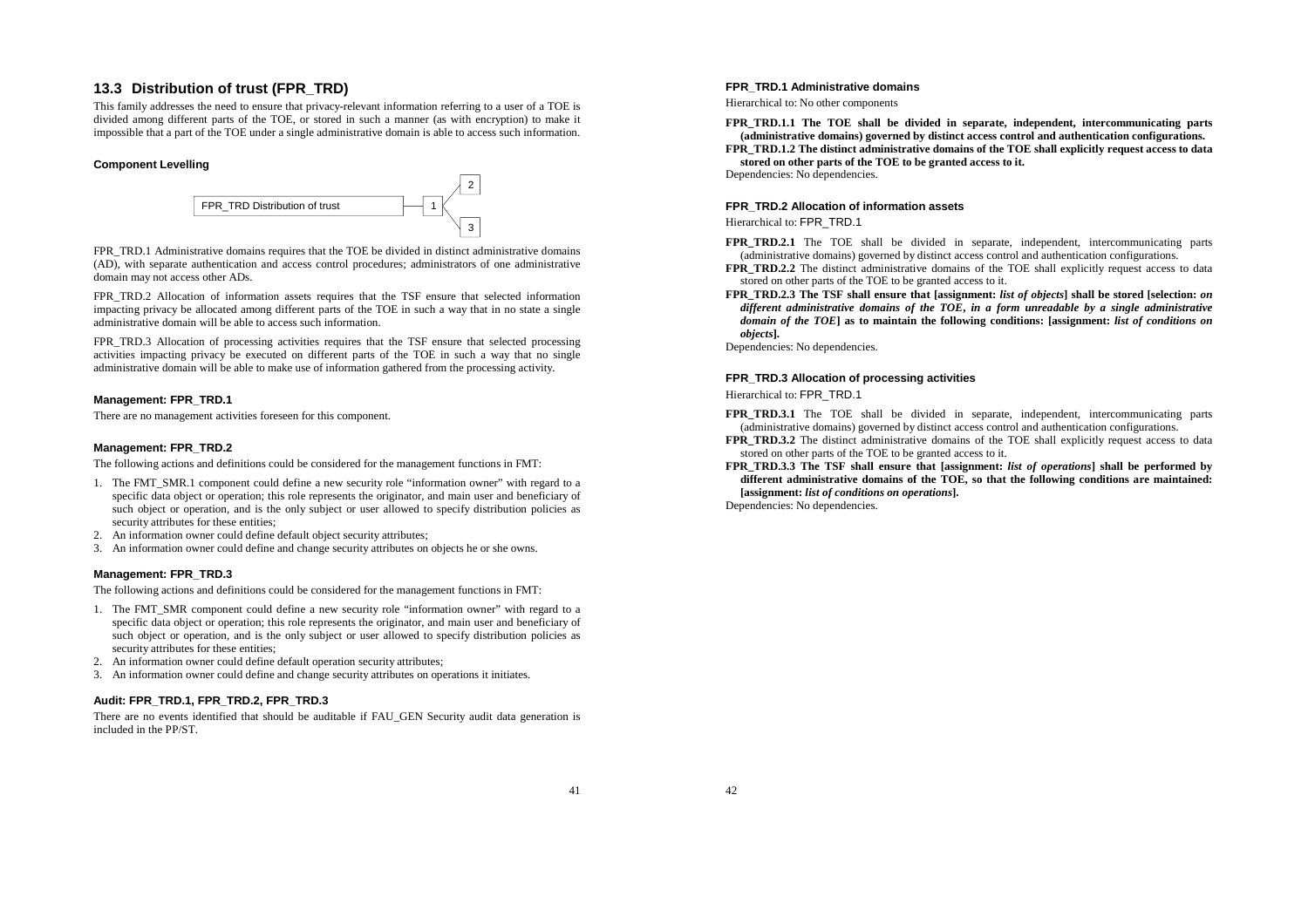## 13.3 Distribution of trust (FPR_TRD)

This family addresses the need to ensure that privacy-relevant information referring to a user of a TOE is divided among different parts of the TOE, or stored in such a manner (as with encryption) to make it impossible that a part of the TOE under a single administrative domain is able to access such information.

#### Component Levelling

FPR_TRD Distribution of trust

1

2

3

FPR_TRD.1 Administrative domains requires that the TOE be divided in distinct administrative domains (AD), with separate authentication and access control procedures; administrators of one administrative domain may not access other ADs.

FPR_TRD.2 Allocation of information assets requires that the TSF ensure that selected information impacting privacy be allocated among different parts of the TOE in such a way that in no state a single administrative domain will be able to access such information.

FPR_TRD.3 Allocation of processing activities requires that the TSF ensure that selected processing activities impacting privacy be executed on different parts of the TOE in such a way that no single administrative domain will be able to make use of information gathered from the processing activity.

#### Management: FPR_TRD.1

There are no management activities foreseen for this component.

#### Management: FPR_TRD.2

The following actions and definitions could be considered for the management functions in FMT:

1. The FMT_SMR.1 component could define a new security role "information owner" with regard to a specific data object or operation; this role represents the originator, and main user and beneficiary of such object or operation, and is the only subject or user allowed to specify distribution policies as security attributes for these entities;
2. An information owner could define default object security attributes;
3. An information owner could define and change security attributes on objects he or she owns.

#### Management: FPR_TRD.3

The following actions and definitions could be considered for the management functions in FMT:

1. The FMT_SMR component could define a new security role "information owner" with regard to a specific data object or operation; this role represents the originator, and main user and beneficiary of such object or operation, and is the only subject or user allowed to specify distribution policies as security attributes for these entities;
2. An information owner could define default operation security attributes;
3. An information owner could define and change security attributes on operations it initiates.

#### Audit: FPR_TRD.1, FPR_TRD.2, FPR_TRD.3

There are no events identified that should be auditable if FAU_GEN Security audit data generation is included in the PP/ST.

#### FPR_TRD.1 Administrative domains

Hierarchical to: No other components

**FPR_TRD.1.1 The TOE shall be divided in separate, independent, intercommunicating parts (administrative domains) governed by distinct access control and authentication configurations.**

**FPR_TRD.1.2 The distinct administrative domains of the TOE shall explicitly request access to data stored on other parts of the TOE to be granted access to it.**

Dependencies: No dependencies.

#### FPR_TRD.2 Allocation of information assets

Hierarchical to: FPR_TRD.1

**FPR_TRD.2.1** The TOE shall be divided in separate, independent, intercommunicating parts (administrative domains) governed by distinct access control and authentication configurations.

**FPR_TRD.2.2** The distinct administrative domains of the TOE shall explicitly request access to data stored on other parts of the TOE to be granted access to it.

**FPR_TRD.2.3 The TSF shall ensure that [assignment: *list of objects*] shall be stored [selection: *on different administrative domains of the TOE, in a form unreadable by a single administrative domain of the TOE*] as to maintain the following conditions: [assignment: *list of conditions on objects*].**

Dependencies: No dependencies.

#### FPR_TRD.3 Allocation of processing activities

Hierarchical to: FPR_TRD.1

**FPR_TRD.3.1** The TOE shall be divided in separate, independent, intercommunicating parts (administrative domains) governed by distinct access control and authentication configurations.

**FPR_TRD.3.2** The distinct administrative domains of the TOE shall explicitly request access to data stored on other parts of the TOE to be granted access to it.

**FPR_TRD.3.3 The TSF shall ensure that [assignment: *list of operations*] shall be performed by different administrative domains of the TOE, so that the following conditions are maintained: [assignment: *list of conditions on operations*].**

Dependencies: No dependencies.